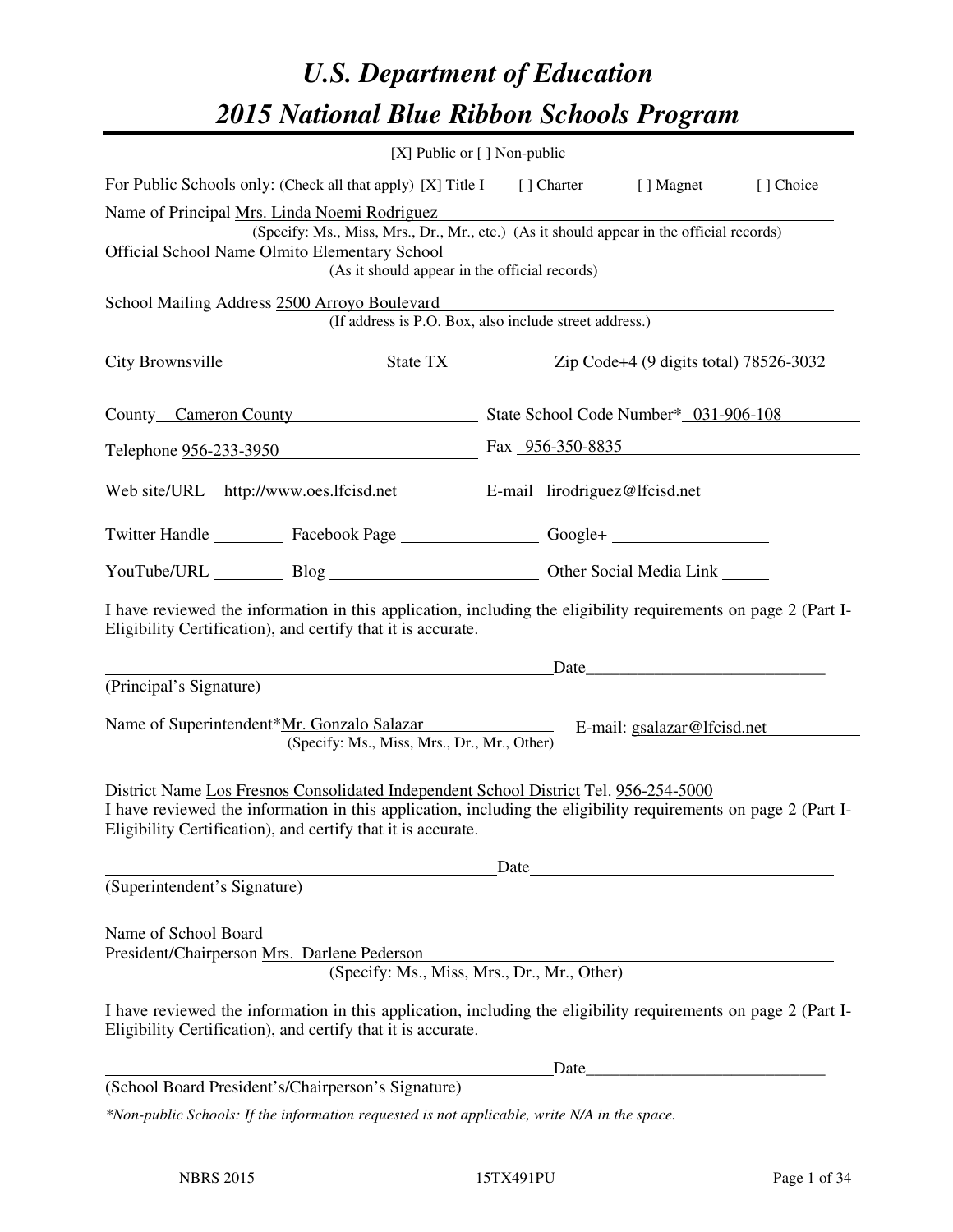# *U.S. Department of Education*
# *2015 National Blue Ribbon Schools Program*

[X] Public or [ ] Non-public

For Public Schools only: (Check all that apply) [X] Title I [ ] Charter [ ] Magnet [ ] Choice

Name of Principal Mrs. Linda Noemi Rodriguez
(Specify: Ms., Miss, Mrs., Dr., Mr., etc.) (As it should appear in the official records)

Official School Name Olmito Elementary School
(As it should appear in the official records)

School Mailing Address 2500 Arroyo Boulevard
(If address is P.O. Box, also include street address.)

City Brownsville State TX Zip Code+4 (9 digits total) 78526-3032

County Cameron County State School Code Number* 031-906-108

Telephone 956-233-3950 Fax 956-350-8835

Web site/URL http://www.oes.lfcisd.net E-mail lirodriguez@lfcisd.net

Twitter Handle ________ Facebook Page ________ Google+ ________

YouTube/URL ________ Blog ________ Other Social Media Link ________

I have reviewed the information in this application, including the eligibility requirements on page 2 (Part I-Eligibility Certification), and certify that it is accurate.

_______________________________ Date _______________
(Principal's Signature)

Name of Superintendent* Mr. Gonzalo Salazar E-mail: gsalazar@lfcisd.net
(Specify: Ms., Miss, Mrs., Dr., Mr., Other)

District Name Los Fresnos Consolidated Independent School District Tel. 956-254-5000

I have reviewed the information in this application, including the eligibility requirements on page 2 (Part I-Eligibility Certification), and certify that it is accurate.

_______________________________ Date _______________
(Superintendent's Signature)

Name of School Board
President/Chairperson Mrs. Darlene Pederson
(Specify: Ms., Miss, Mrs., Dr., Mr., Other)

I have reviewed the information in this application, including the eligibility requirements on page 2 (Part I-Eligibility Certification), and certify that it is accurate.

_______________________________ Date _______________
(School Board President's/Chairperson's Signature)

*\*Non-public Schools: If the information requested is not applicable, write N/A in the space.*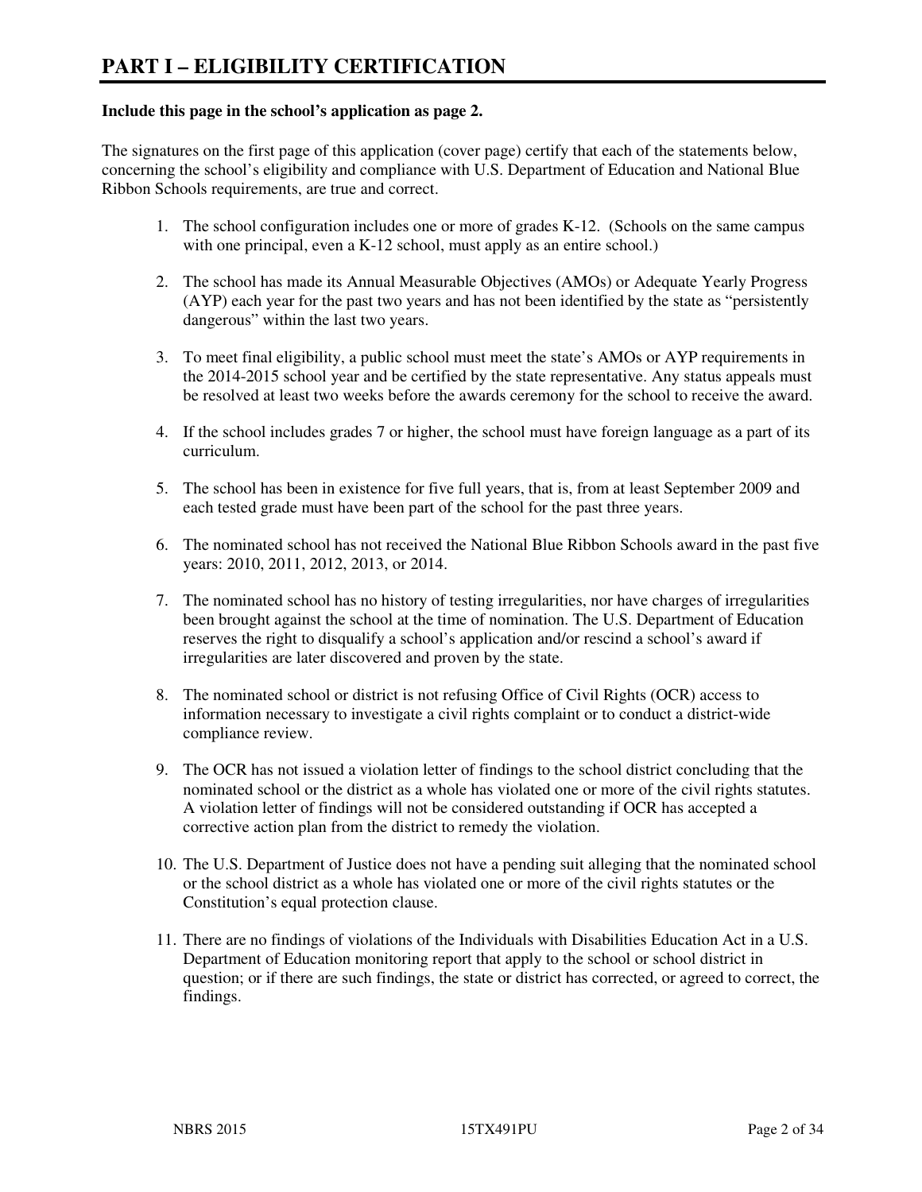# PART I – ELIGIBILITY CERTIFICATION

**Include this page in the school's application as page 2.**

The signatures on the first page of this application (cover page) certify that each of the statements below, concerning the school's eligibility and compliance with U.S. Department of Education and National Blue Ribbon Schools requirements, are true and correct.

1. The school configuration includes one or more of grades K-12. (Schools on the same campus with one principal, even a K-12 school, must apply as an entire school.)

2. The school has made its Annual Measurable Objectives (AMOs) or Adequate Yearly Progress (AYP) each year for the past two years and has not been identified by the state as "persistently dangerous" within the last two years.

3. To meet final eligibility, a public school must meet the state's AMOs or AYP requirements in the 2014-2015 school year and be certified by the state representative. Any status appeals must be resolved at least two weeks before the awards ceremony for the school to receive the award.

4. If the school includes grades 7 or higher, the school must have foreign language as a part of its curriculum.

5. The school has been in existence for five full years, that is, from at least September 2009 and each tested grade must have been part of the school for the past three years.

6. The nominated school has not received the National Blue Ribbon Schools award in the past five years: 2010, 2011, 2012, 2013, or 2014.

7. The nominated school has no history of testing irregularities, nor have charges of irregularities been brought against the school at the time of nomination. The U.S. Department of Education reserves the right to disqualify a school's application and/or rescind a school's award if irregularities are later discovered and proven by the state.

8. The nominated school or district is not refusing Office of Civil Rights (OCR) access to information necessary to investigate a civil rights complaint or to conduct a district-wide compliance review.

9. The OCR has not issued a violation letter of findings to the school district concluding that the nominated school or the district as a whole has violated one or more of the civil rights statutes. A violation letter of findings will not be considered outstanding if OCR has accepted a corrective action plan from the district to remedy the violation.

10. The U.S. Department of Justice does not have a pending suit alleging that the nominated school or the school district as a whole has violated one or more of the civil rights statutes or the Constitution's equal protection clause.

11. There are no findings of violations of the Individuals with Disabilities Education Act in a U.S. Department of Education monitoring report that apply to the school or school district in question; or if there are such findings, the state or district has corrected, or agreed to correct, the findings.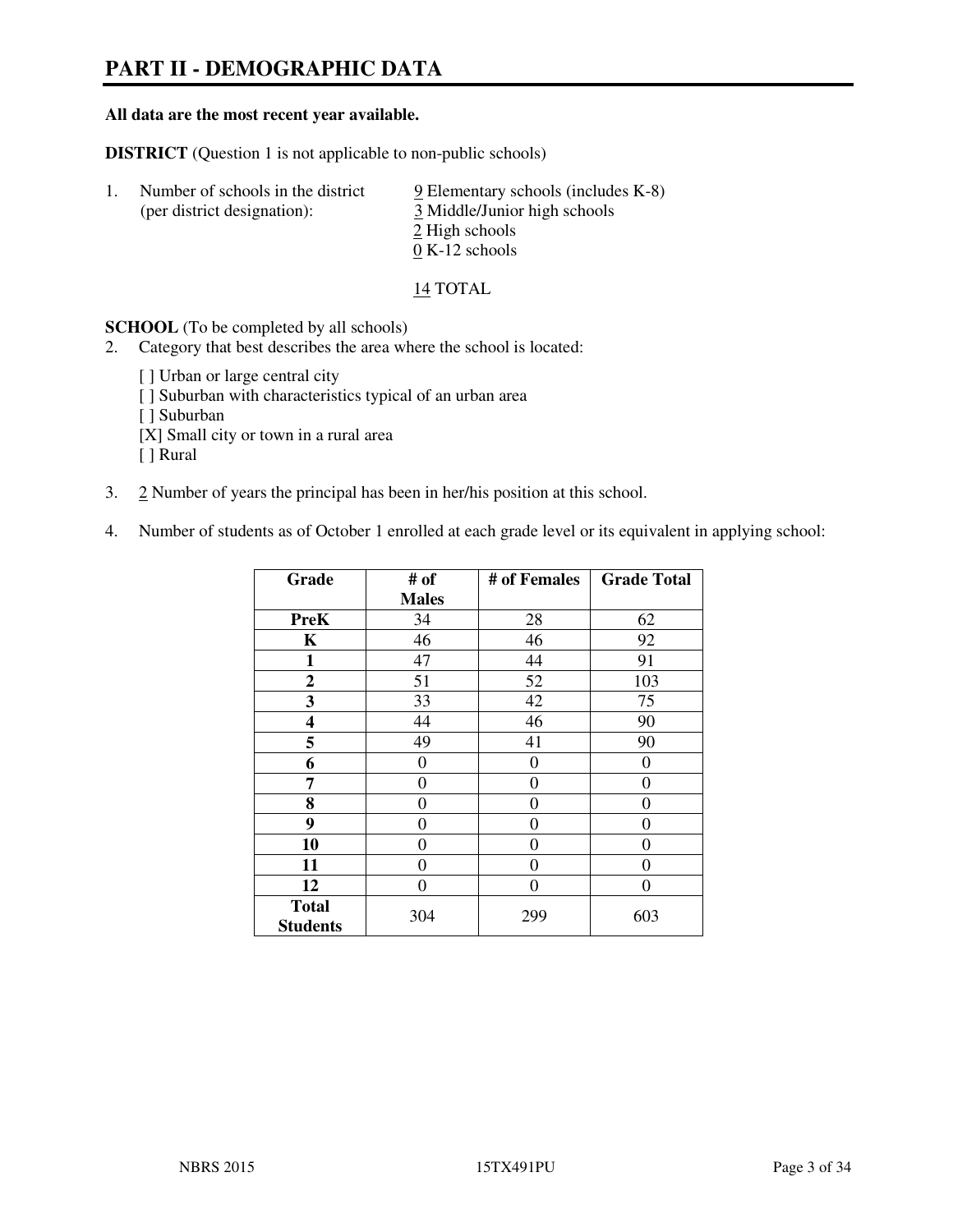# PART II - DEMOGRAPHIC DATA

**All data are the most recent year available.**

**DISTRICT** (Question 1 is not applicable to non-public schools)

1. Number of schools in the district (per district designation):
   9 Elementary schools (includes K-8)
   3 Middle/Junior high schools
   2 High schools
   0 K-12 schools

   14 TOTAL

**SCHOOL** (To be completed by all schools)

2. Category that best describes the area where the school is located:

   [ ] Urban or large central city
   [ ] Suburban with characteristics typical of an urban area
   [ ] Suburban
   [X] Small city or town in a rural area
   [ ] Rural

3. 2 Number of years the principal has been in her/his position at this school.

4. Number of students as of October 1 enrolled at each grade level or its equivalent in applying school:

| Grade | # of Males | # of Females | Grade Total |
|---|---|---|---|
| **PreK** | 34 | 28 | 62 |
| **K** | 46 | 46 | 92 |
| **1** | 47 | 44 | 91 |
| **2** | 51 | 52 | 103 |
| **3** | 33 | 42 | 75 |
| **4** | 44 | 46 | 90 |
| **5** | 49 | 41 | 90 |
| **6** | 0 | 0 | 0 |
| **7** | 0 | 0 | 0 |
| **8** | 0 | 0 | 0 |
| **9** | 0 | 0 | 0 |
| **10** | 0 | 0 | 0 |
| **11** | 0 | 0 | 0 |
| **12** | 0 | 0 | 0 |
| **Total Students** | 304 | 299 | 603 |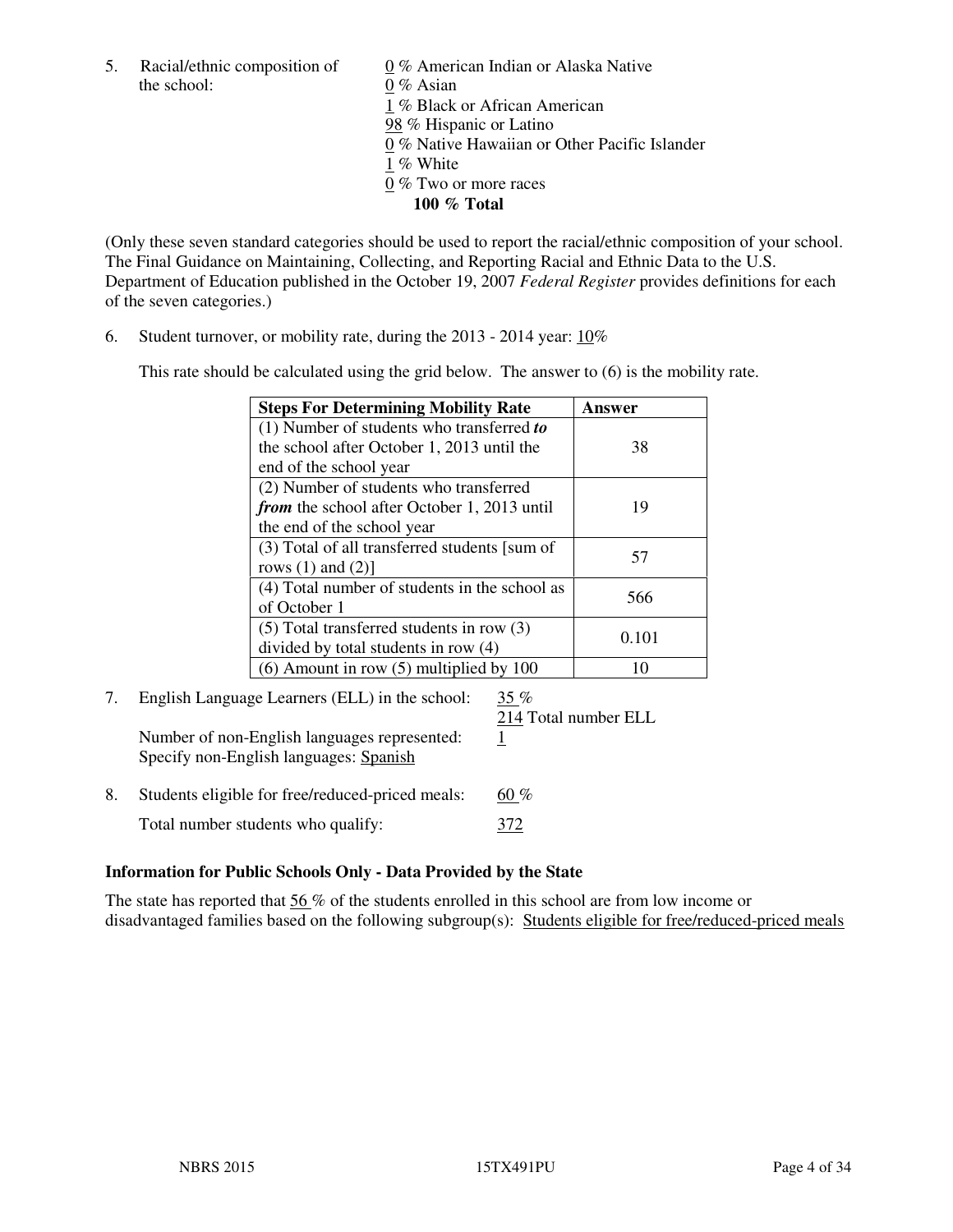5. Racial/ethnic composition of the school:

0 % American Indian or Alaska Native
0 % Asian
1 % Black or African American
98 % Hispanic or Latino
0 % Native Hawaiian or Other Pacific Islander
1 % White
0 % Two or more races
**100 % Total**

(Only these seven standard categories should be used to report the racial/ethnic composition of your school. The Final Guidance on Maintaining, Collecting, and Reporting Racial and Ethnic Data to the U.S. Department of Education published in the October 19, 2007 *Federal Register* provides definitions for each of the seven categories.)

6. Student turnover, or mobility rate, during the 2013 - 2014 year: 10%

This rate should be calculated using the grid below. The answer to (6) is the mobility rate.

| Steps For Determining Mobility Rate | Answer |
|---|---|
| (1) Number of students who transferred ***to*** the school after October 1, 2013 until the end of the school year | 38 |
| (2) Number of students who transferred ***from*** the school after October 1, 2013 until the end of the school year | 19 |
| (3) Total of all transferred students [sum of rows (1) and (2)] | 57 |
| (4) Total number of students in the school as of October 1 | 566 |
| (5) Total transferred students in row (3) divided by total students in row (4) | 0.101 |
| (6) Amount in row (5) multiplied by 100 | 10 |

7. English Language Learners (ELL) in the school: 35 %
214 Total number ELL

Number of non-English languages represented: 1
Specify non-English languages: Spanish

8. Students eligible for free/reduced-priced meals: 60 %

Total number students who qualify: 372

### Information for Public Schools Only - Data Provided by the State

The state has reported that 56 % of the students enrolled in this school are from low income or disadvantaged families based on the following subgroup(s): Students eligible for free/reduced-priced meals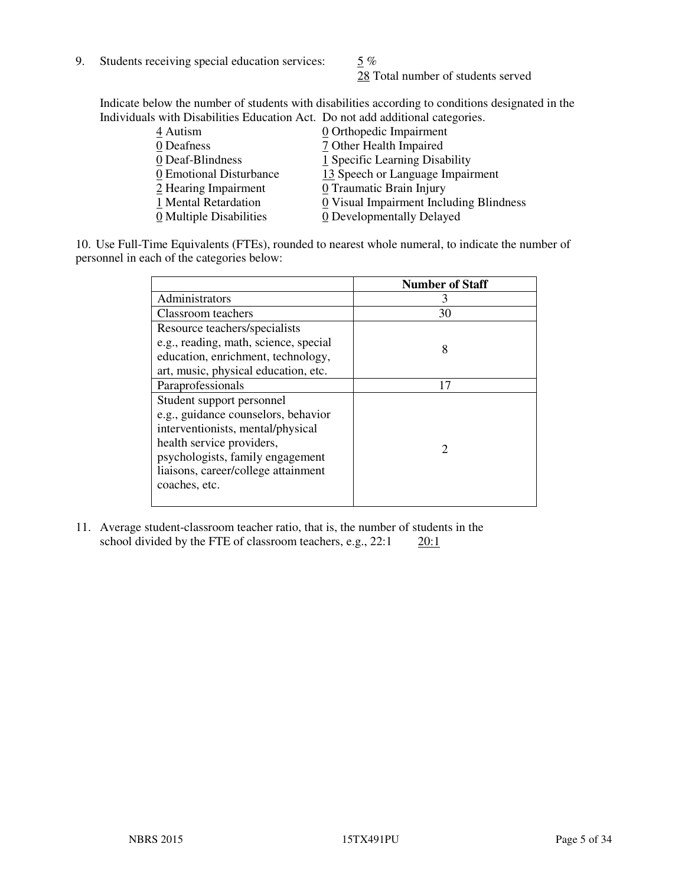9. Students receiving special education services: 5 %
   28 Total number of students served

Indicate below the number of students with disabilities according to conditions designated in the Individuals with Disabilities Education Act. Do not add additional categories.

4 Autism
0 Deafness
0 Deaf-Blindness
0 Emotional Disturbance
2 Hearing Impairment
1 Mental Retardation
0 Multiple Disabilities
0 Orthopedic Impairment
7 Other Health Impaired
1 Specific Learning Disability
13 Speech or Language Impairment
0 Traumatic Brain Injury
0 Visual Impairment Including Blindness
0 Developmentally Delayed

10. Use Full-Time Equivalents (FTEs), rounded to nearest whole numeral, to indicate the number of personnel in each of the categories below:

| | Number of Staff |
|---|---|
| Administrators | 3 |
| Classroom teachers | 30 |
| Resource teachers/specialists e.g., reading, math, science, special education, enrichment, technology, art, music, physical education, etc. | 8 |
| Paraprofessionals | 17 |
| Student support personnel e.g., guidance counselors, behavior interventionists, mental/physical health service providers, psychologists, family engagement liaisons, career/college attainment coaches, etc. | 2 |

11. Average student-classroom teacher ratio, that is, the number of students in the school divided by the FTE of classroom teachers, e.g., 22:1 20:1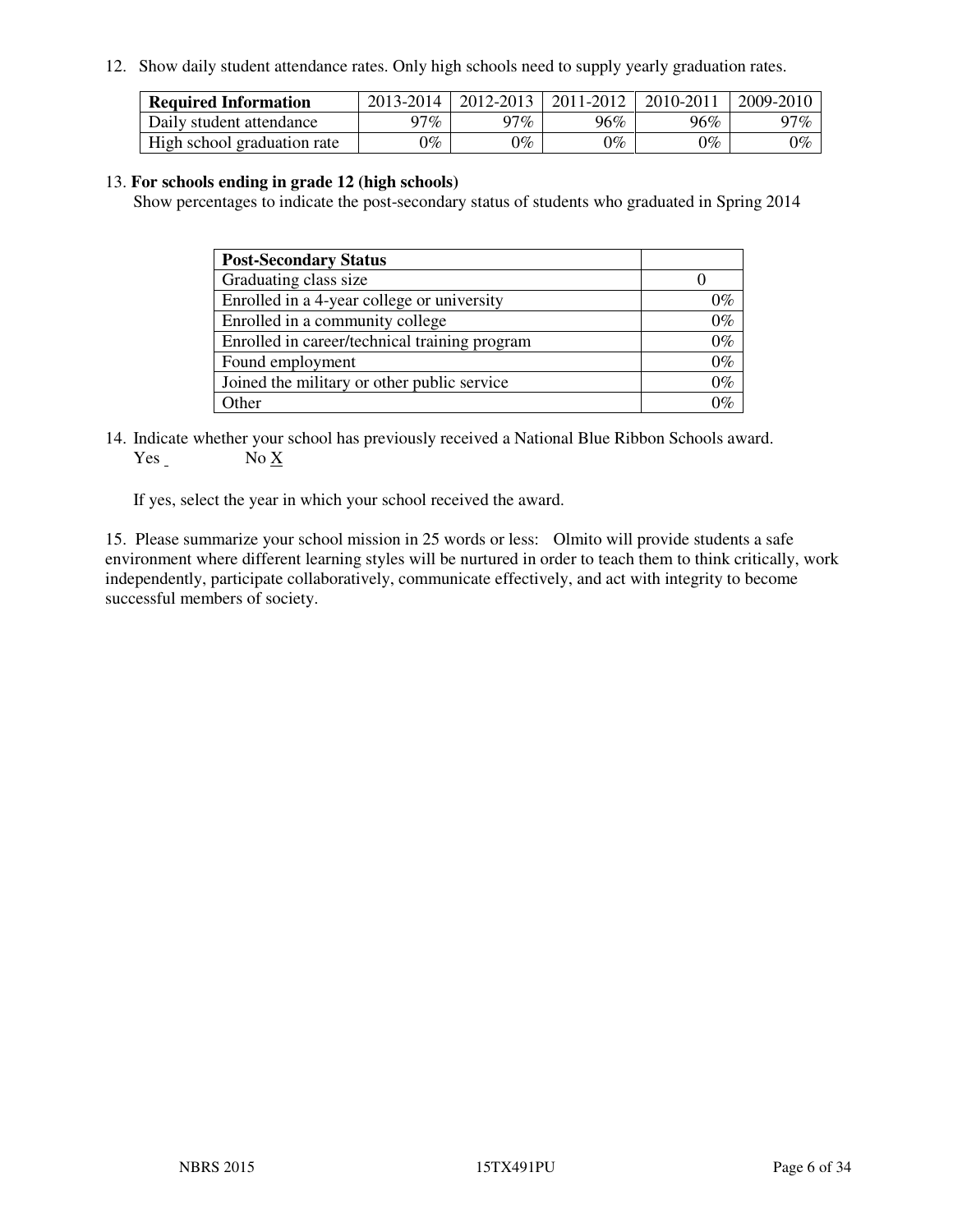12. Show daily student attendance rates. Only high schools need to supply yearly graduation rates.

| Required Information | 2013-2014 | 2012-2013 | 2011-2012 | 2010-2011 | 2009-2010 |
|---|---|---|---|---|---|
| Daily student attendance | 97% | 97% | 96% | 96% | 97% |
| High school graduation rate | 0% | 0% | 0% | 0% | 0% |

13. **For schools ending in grade 12 (high schools)**

Show percentages to indicate the post-secondary status of students who graduated in Spring 2014

| Post-Secondary Status | |
|---|---|
| Graduating class size | 0 |
| Enrolled in a 4-year college or university | 0% |
| Enrolled in a community college | 0% |
| Enrolled in career/technical training program | 0% |
| Found employment | 0% |
| Joined the military or other public service | 0% |
| Other | 0% |

14. Indicate whether your school has previously received a National Blue Ribbon Schools award.
Yes _ No X

If yes, select the year in which your school received the award.

15. Please summarize your school mission in 25 words or less: Olmito will provide students a safe environment where different learning styles will be nurtured in order to teach them to think critically, work independently, participate collaboratively, communicate effectively, and act with integrity to become successful members of society.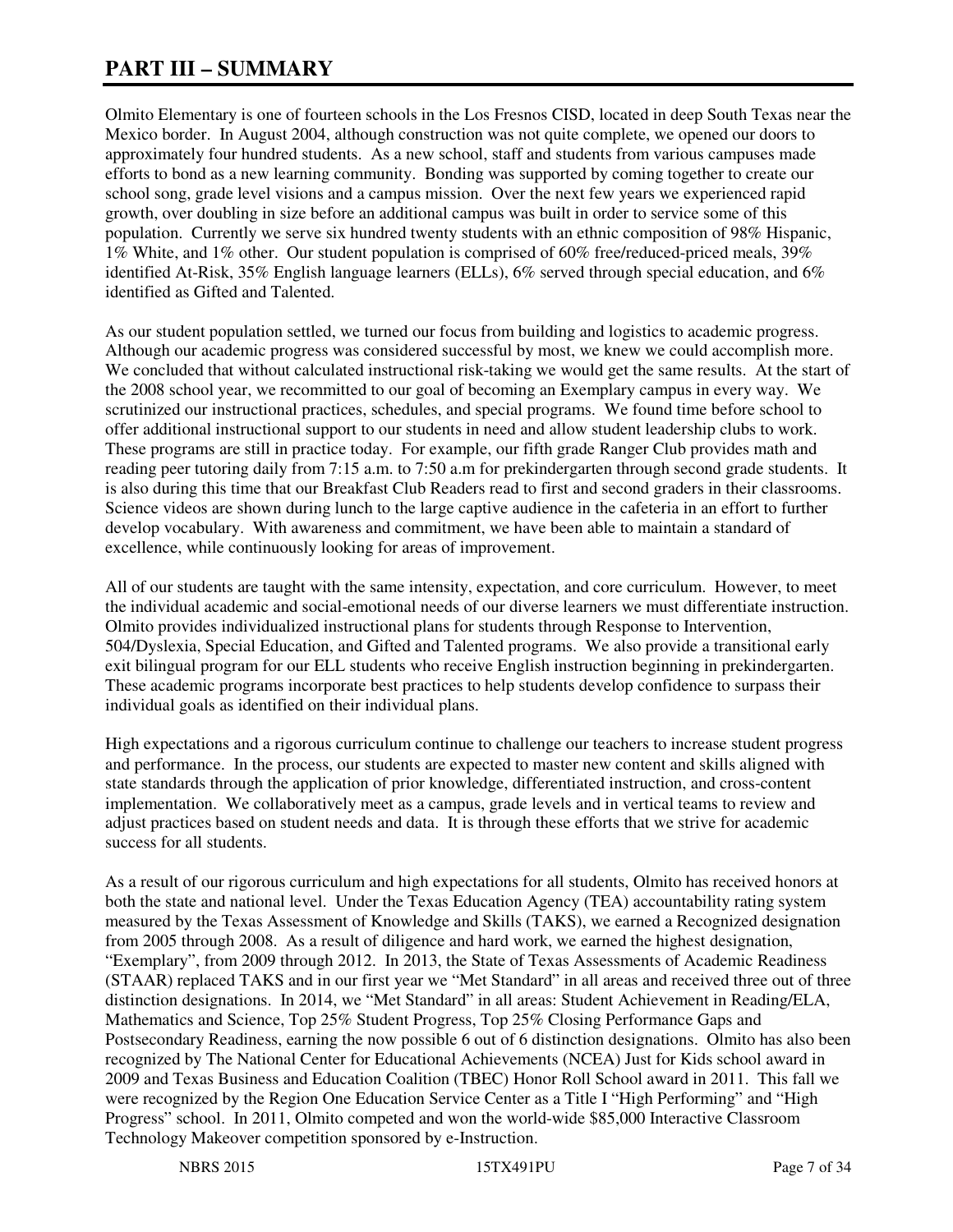# PART III – SUMMARY

Olmito Elementary is one of fourteen schools in the Los Fresnos CISD, located in deep South Texas near the Mexico border. In August 2004, although construction was not quite complete, we opened our doors to approximately four hundred students. As a new school, staff and students from various campuses made efforts to bond as a new learning community. Bonding was supported by coming together to create our school song, grade level visions and a campus mission. Over the next few years we experienced rapid growth, over doubling in size before an additional campus was built in order to service some of this population. Currently we serve six hundred twenty students with an ethnic composition of 98% Hispanic, 1% White, and 1% other. Our student population is comprised of 60% free/reduced-priced meals, 39% identified At-Risk, 35% English language learners (ELLs), 6% served through special education, and 6% identified as Gifted and Talented.

As our student population settled, we turned our focus from building and logistics to academic progress. Although our academic progress was considered successful by most, we knew we could accomplish more. We concluded that without calculated instructional risk-taking we would get the same results. At the start of the 2008 school year, we recommitted to our goal of becoming an Exemplary campus in every way. We scrutinized our instructional practices, schedules, and special programs. We found time before school to offer additional instructional support to our students in need and allow student leadership clubs to work. These programs are still in practice today. For example, our fifth grade Ranger Club provides math and reading peer tutoring daily from 7:15 a.m. to 7:50 a.m for prekindergarten through second grade students. It is also during this time that our Breakfast Club Readers read to first and second graders in their classrooms. Science videos are shown during lunch to the large captive audience in the cafeteria in an effort to further develop vocabulary. With awareness and commitment, we have been able to maintain a standard of excellence, while continuously looking for areas of improvement.

All of our students are taught with the same intensity, expectation, and core curriculum. However, to meet the individual academic and social-emotional needs of our diverse learners we must differentiate instruction. Olmito provides individualized instructional plans for students through Response to Intervention, 504/Dyslexia, Special Education, and Gifted and Talented programs. We also provide a transitional early exit bilingual program for our ELL students who receive English instruction beginning in prekindergarten. These academic programs incorporate best practices to help students develop confidence to surpass their individual goals as identified on their individual plans.

High expectations and a rigorous curriculum continue to challenge our teachers to increase student progress and performance. In the process, our students are expected to master new content and skills aligned with state standards through the application of prior knowledge, differentiated instruction, and cross-content implementation. We collaboratively meet as a campus, grade levels and in vertical teams to review and adjust practices based on student needs and data. It is through these efforts that we strive for academic success for all students.

As a result of our rigorous curriculum and high expectations for all students, Olmito has received honors at both the state and national level. Under the Texas Education Agency (TEA) accountability rating system measured by the Texas Assessment of Knowledge and Skills (TAKS), we earned a Recognized designation from 2005 through 2008. As a result of diligence and hard work, we earned the highest designation, "Exemplary", from 2009 through 2012. In 2013, the State of Texas Assessments of Academic Readiness (STAAR) replaced TAKS and in our first year we "Met Standard" in all areas and received three out of three distinction designations. In 2014, we "Met Standard" in all areas: Student Achievement in Reading/ELA, Mathematics and Science, Top 25% Student Progress, Top 25% Closing Performance Gaps and Postsecondary Readiness, earning the now possible 6 out of 6 distinction designations. Olmito has also been recognized by The National Center for Educational Achievements (NCEA) Just for Kids school award in 2009 and Texas Business and Education Coalition (TBEC) Honor Roll School award in 2011. This fall we were recognized by the Region One Education Service Center as a Title I "High Performing" and "High Progress" school. In 2011, Olmito competed and won the world-wide $85,000 Interactive Classroom Technology Makeover competition sponsored by e-Instruction.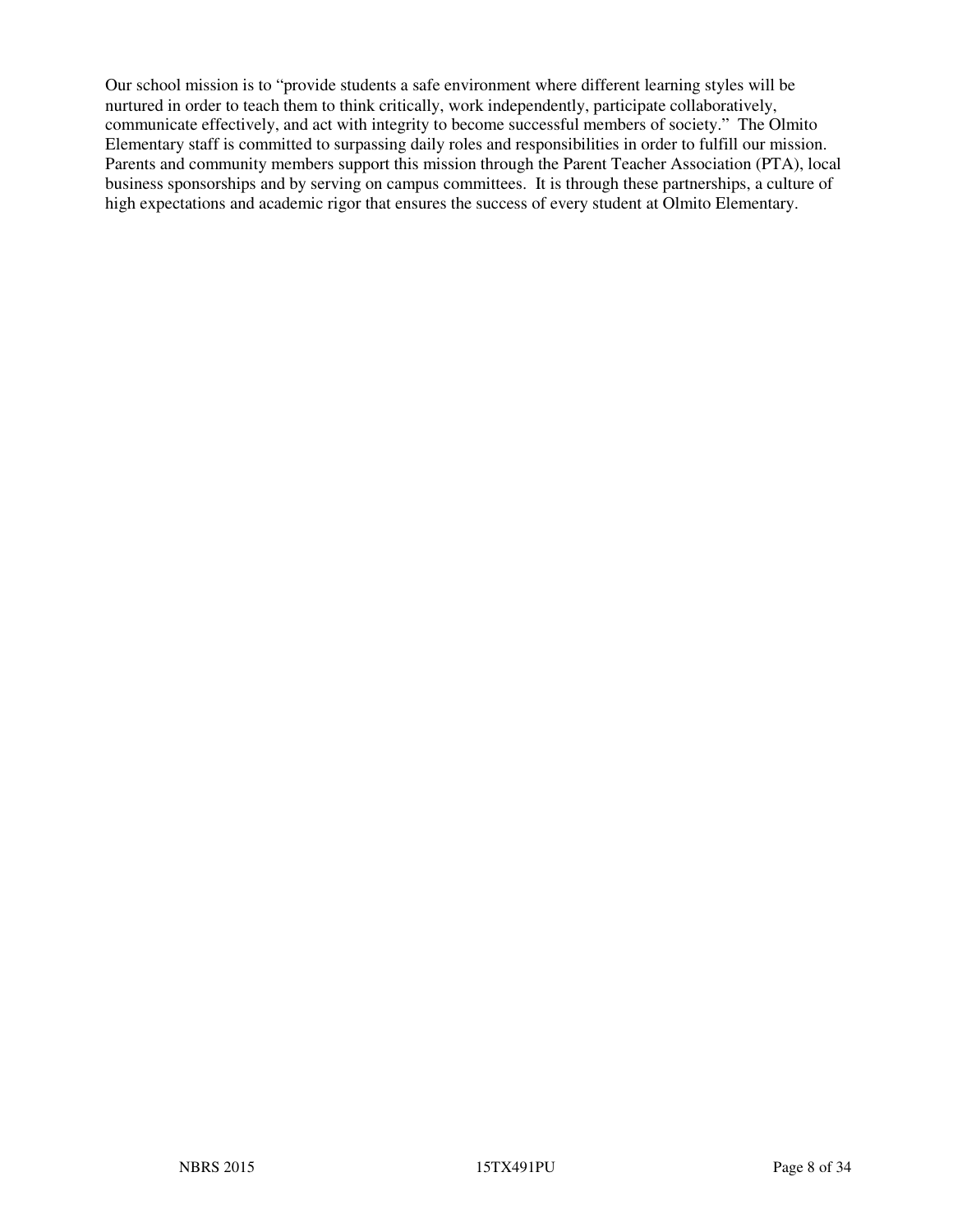Our school mission is to "provide students a safe environment where different learning styles will be nurtured in order to teach them to think critically, work independently, participate collaboratively, communicate effectively, and act with integrity to become successful members of society." The Olmito Elementary staff is committed to surpassing daily roles and responsibilities in order to fulfill our mission. Parents and community members support this mission through the Parent Teacher Association (PTA), local business sponsorships and by serving on campus committees. It is through these partnerships, a culture of high expectations and academic rigor that ensures the success of every student at Olmito Elementary.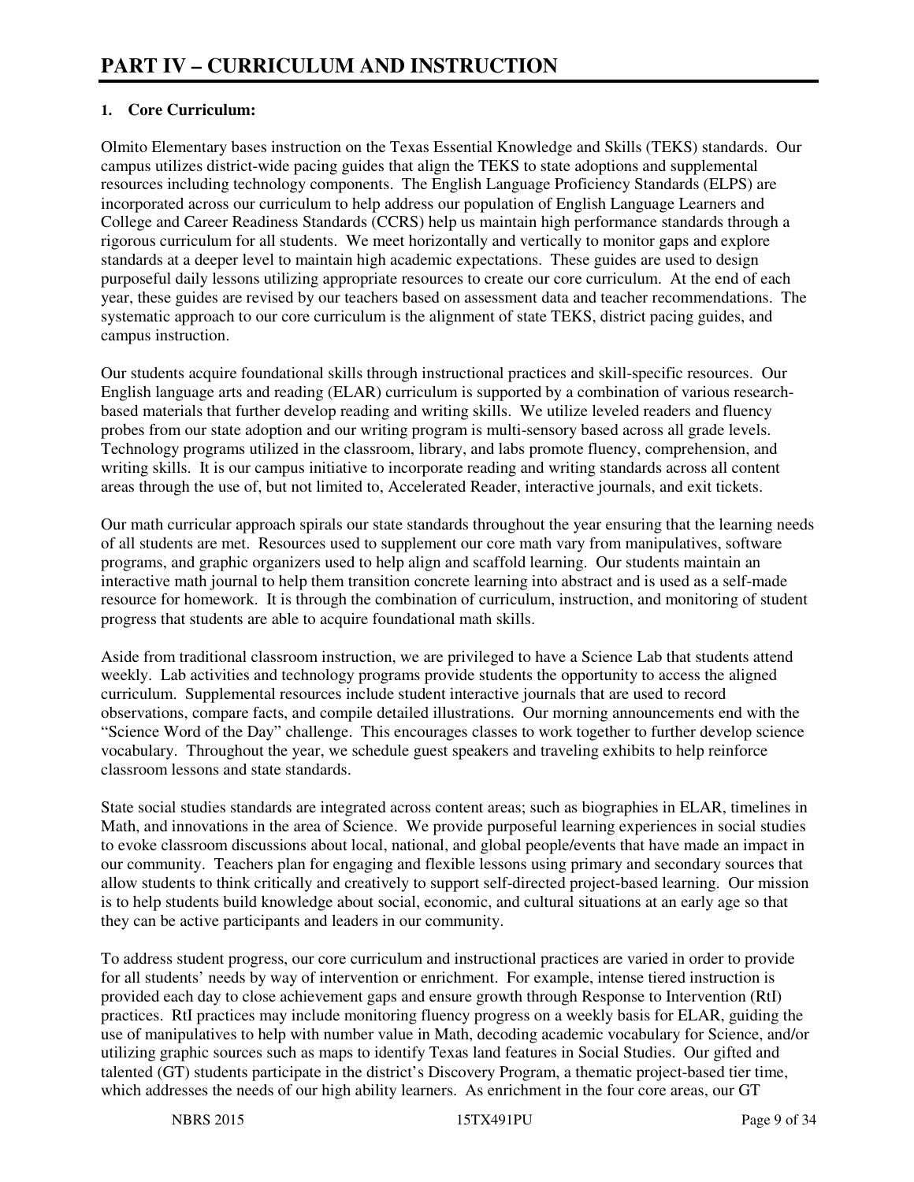# PART IV – CURRICULUM AND INSTRUCTION

**1. Core Curriculum:**

Olmito Elementary bases instruction on the Texas Essential Knowledge and Skills (TEKS) standards. Our campus utilizes district-wide pacing guides that align the TEKS to state adoptions and supplemental resources including technology components. The English Language Proficiency Standards (ELPS) are incorporated across our curriculum to help address our population of English Language Learners and College and Career Readiness Standards (CCRS) help us maintain high performance standards through a rigorous curriculum for all students. We meet horizontally and vertically to monitor gaps and explore standards at a deeper level to maintain high academic expectations. These guides are used to design purposeful daily lessons utilizing appropriate resources to create our core curriculum. At the end of each year, these guides are revised by our teachers based on assessment data and teacher recommendations. The systematic approach to our core curriculum is the alignment of state TEKS, district pacing guides, and campus instruction.

Our students acquire foundational skills through instructional practices and skill-specific resources. Our English language arts and reading (ELAR) curriculum is supported by a combination of various research-based materials that further develop reading and writing skills. We utilize leveled readers and fluency probes from our state adoption and our writing program is multi-sensory based across all grade levels. Technology programs utilized in the classroom, library, and labs promote fluency, comprehension, and writing skills. It is our campus initiative to incorporate reading and writing standards across all content areas through the use of, but not limited to, Accelerated Reader, interactive journals, and exit tickets.

Our math curricular approach spirals our state standards throughout the year ensuring that the learning needs of all students are met. Resources used to supplement our core math vary from manipulatives, software programs, and graphic organizers used to help align and scaffold learning. Our students maintain an interactive math journal to help them transition concrete learning into abstract and is used as a self-made resource for homework. It is through the combination of curriculum, instruction, and monitoring of student progress that students are able to acquire foundational math skills.

Aside from traditional classroom instruction, we are privileged to have a Science Lab that students attend weekly. Lab activities and technology programs provide students the opportunity to access the aligned curriculum. Supplemental resources include student interactive journals that are used to record observations, compare facts, and compile detailed illustrations. Our morning announcements end with the "Science Word of the Day" challenge. This encourages classes to work together to further develop science vocabulary. Throughout the year, we schedule guest speakers and traveling exhibits to help reinforce classroom lessons and state standards.

State social studies standards are integrated across content areas; such as biographies in ELAR, timelines in Math, and innovations in the area of Science. We provide purposeful learning experiences in social studies to evoke classroom discussions about local, national, and global people/events that have made an impact in our community. Teachers plan for engaging and flexible lessons using primary and secondary sources that allow students to think critically and creatively to support self-directed project-based learning. Our mission is to help students build knowledge about social, economic, and cultural situations at an early age so that they can be active participants and leaders in our community.

To address student progress, our core curriculum and instructional practices are varied in order to provide for all students' needs by way of intervention or enrichment. For example, intense tiered instruction is provided each day to close achievement gaps and ensure growth through Response to Intervention (RtI) practices. RtI practices may include monitoring fluency progress on a weekly basis for ELAR, guiding the use of manipulatives to help with number value in Math, decoding academic vocabulary for Science, and/or utilizing graphic sources such as maps to identify Texas land features in Social Studies. Our gifted and talented (GT) students participate in the district's Discovery Program, a thematic project-based tier time, which addresses the needs of our high ability learners. As enrichment in the four core areas, our GT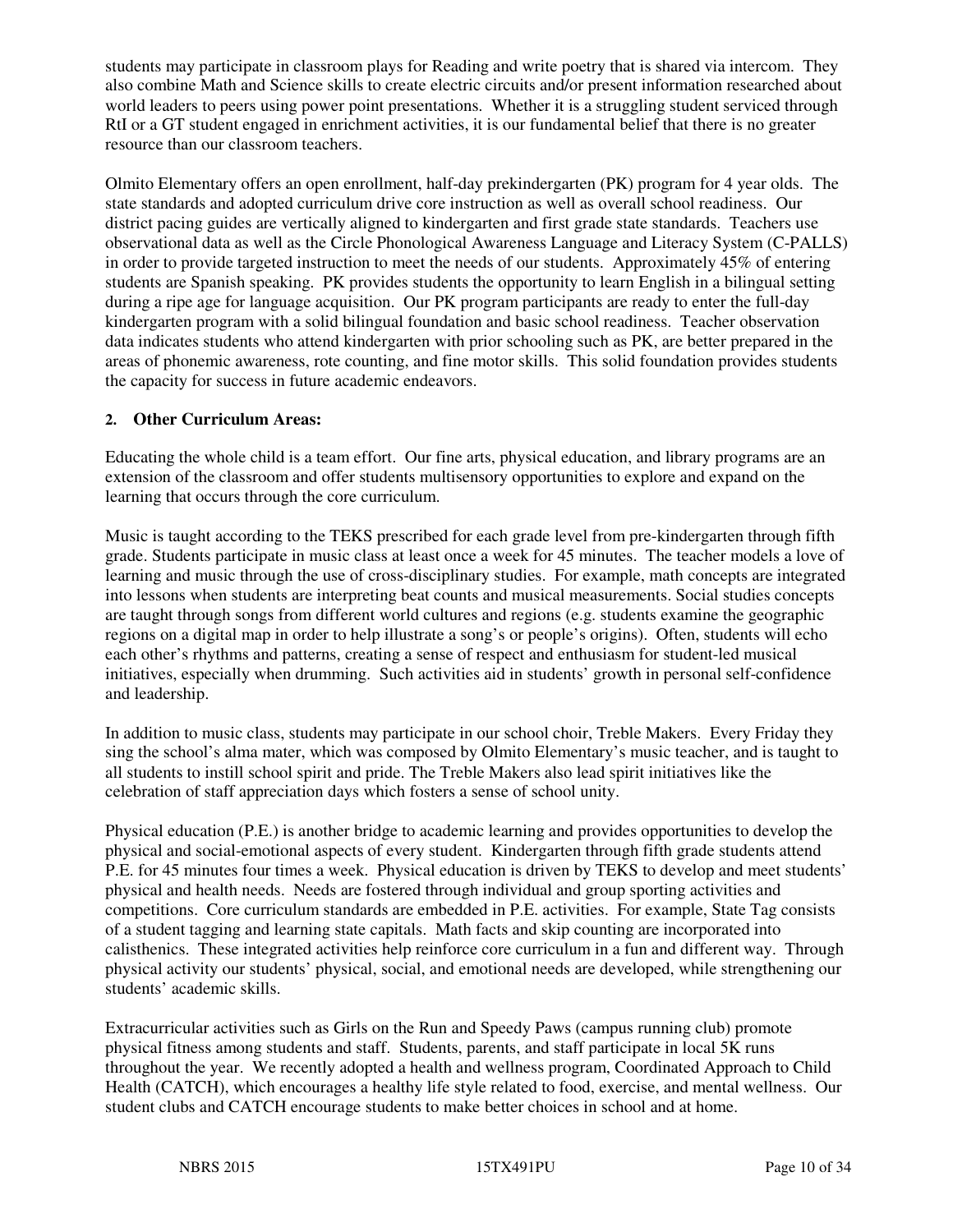students may participate in classroom plays for Reading and write poetry that is shared via intercom. They also combine Math and Science skills to create electric circuits and/or present information researched about world leaders to peers using power point presentations. Whether it is a struggling student serviced through RtI or a GT student engaged in enrichment activities, it is our fundamental belief that there is no greater resource than our classroom teachers.

Olmito Elementary offers an open enrollment, half-day prekindergarten (PK) program for 4 year olds. The state standards and adopted curriculum drive core instruction as well as overall school readiness. Our district pacing guides are vertically aligned to kindergarten and first grade state standards. Teachers use observational data as well as the Circle Phonological Awareness Language and Literacy System (C-PALLS) in order to provide targeted instruction to meet the needs of our students. Approximately 45% of entering students are Spanish speaking. PK provides students the opportunity to learn English in a bilingual setting during a ripe age for language acquisition. Our PK program participants are ready to enter the full-day kindergarten program with a solid bilingual foundation and basic school readiness. Teacher observation data indicates students who attend kindergarten with prior schooling such as PK, are better prepared in the areas of phonemic awareness, rote counting, and fine motor skills. This solid foundation provides students the capacity for success in future academic endeavors.

**2. Other Curriculum Areas:**

Educating the whole child is a team effort. Our fine arts, physical education, and library programs are an extension of the classroom and offer students multisensory opportunities to explore and expand on the learning that occurs through the core curriculum.

Music is taught according to the TEKS prescribed for each grade level from pre-kindergarten through fifth grade. Students participate in music class at least once a week for 45 minutes. The teacher models a love of learning and music through the use of cross-disciplinary studies. For example, math concepts are integrated into lessons when students are interpreting beat counts and musical measurements. Social studies concepts are taught through songs from different world cultures and regions (e.g. students examine the geographic regions on a digital map in order to help illustrate a song's or people's origins). Often, students will echo each other's rhythms and patterns, creating a sense of respect and enthusiasm for student-led musical initiatives, especially when drumming. Such activities aid in students' growth in personal self-confidence and leadership.

In addition to music class, students may participate in our school choir, Treble Makers. Every Friday they sing the school's alma mater, which was composed by Olmito Elementary's music teacher, and is taught to all students to instill school spirit and pride. The Treble Makers also lead spirit initiatives like the celebration of staff appreciation days which fosters a sense of school unity.

Physical education (P.E.) is another bridge to academic learning and provides opportunities to develop the physical and social-emotional aspects of every student. Kindergarten through fifth grade students attend P.E. for 45 minutes four times a week. Physical education is driven by TEKS to develop and meet students' physical and health needs. Needs are fostered through individual and group sporting activities and competitions. Core curriculum standards are embedded in P.E. activities. For example, State Tag consists of a student tagging and learning state capitals. Math facts and skip counting are incorporated into calisthenics. These integrated activities help reinforce core curriculum in a fun and different way. Through physical activity our students' physical, social, and emotional needs are developed, while strengthening our students' academic skills.

Extracurricular activities such as Girls on the Run and Speedy Paws (campus running club) promote physical fitness among students and staff. Students, parents, and staff participate in local 5K runs throughout the year. We recently adopted a health and wellness program, Coordinated Approach to Child Health (CATCH), which encourages a healthy life style related to food, exercise, and mental wellness. Our student clubs and CATCH encourage students to make better choices in school and at home.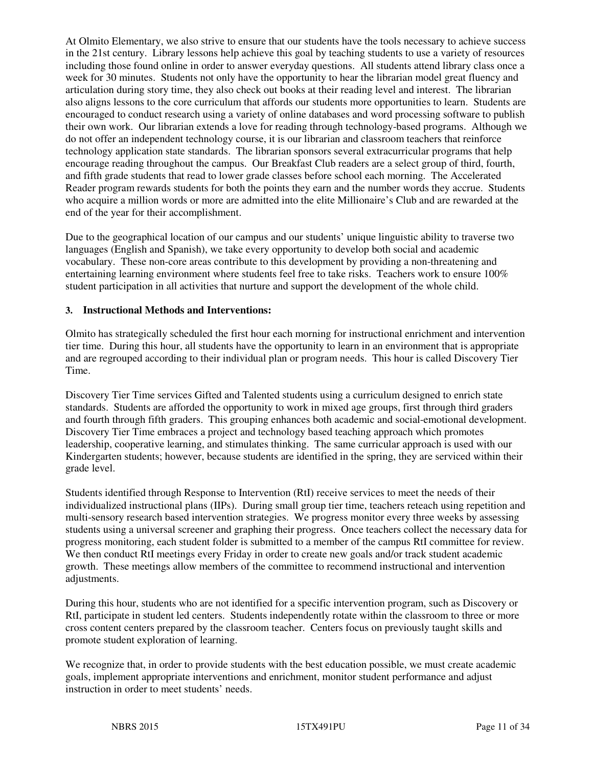At Olmito Elementary, we also strive to ensure that our students have the tools necessary to achieve success in the 21st century. Library lessons help achieve this goal by teaching students to use a variety of resources including those found online in order to answer everyday questions. All students attend library class once a week for 30 minutes. Students not only have the opportunity to hear the librarian model great fluency and articulation during story time, they also check out books at their reading level and interest. The librarian also aligns lessons to the core curriculum that affords our students more opportunities to learn. Students are encouraged to conduct research using a variety of online databases and word processing software to publish their own work. Our librarian extends a love for reading through technology-based programs. Although we do not offer an independent technology course, it is our librarian and classroom teachers that reinforce technology application state standards. The librarian sponsors several extracurricular programs that help encourage reading throughout the campus. Our Breakfast Club readers are a select group of third, fourth, and fifth grade students that read to lower grade classes before school each morning. The Accelerated Reader program rewards students for both the points they earn and the number words they accrue. Students who acquire a million words or more are admitted into the elite Millionaire's Club and are rewarded at the end of the year for their accomplishment.

Due to the geographical location of our campus and our students' unique linguistic ability to traverse two languages (English and Spanish), we take every opportunity to develop both social and academic vocabulary. These non-core areas contribute to this development by providing a non-threatening and entertaining learning environment where students feel free to take risks. Teachers work to ensure 100% student participation in all activities that nurture and support the development of the whole child.

### 3. Instructional Methods and Interventions:

Olmito has strategically scheduled the first hour each morning for instructional enrichment and intervention tier time. During this hour, all students have the opportunity to learn in an environment that is appropriate and are regrouped according to their individual plan or program needs. This hour is called Discovery Tier Time.

Discovery Tier Time services Gifted and Talented students using a curriculum designed to enrich state standards. Students are afforded the opportunity to work in mixed age groups, first through third graders and fourth through fifth graders. This grouping enhances both academic and social-emotional development. Discovery Tier Time embraces a project and technology based teaching approach which promotes leadership, cooperative learning, and stimulates thinking. The same curricular approach is used with our Kindergarten students; however, because students are identified in the spring, they are serviced within their grade level.

Students identified through Response to Intervention (RtI) receive services to meet the needs of their individualized instructional plans (IIPs). During small group tier time, teachers reteach using repetition and multi-sensory research based intervention strategies. We progress monitor every three weeks by assessing students using a universal screener and graphing their progress. Once teachers collect the necessary data for progress monitoring, each student folder is submitted to a member of the campus RtI committee for review. We then conduct RtI meetings every Friday in order to create new goals and/or track student academic growth. These meetings allow members of the committee to recommend instructional and intervention adjustments.

During this hour, students who are not identified for a specific intervention program, such as Discovery or RtI, participate in student led centers. Students independently rotate within the classroom to three or more cross content centers prepared by the classroom teacher. Centers focus on previously taught skills and promote student exploration of learning.

We recognize that, in order to provide students with the best education possible, we must create academic goals, implement appropriate interventions and enrichment, monitor student performance and adjust instruction in order to meet students' needs.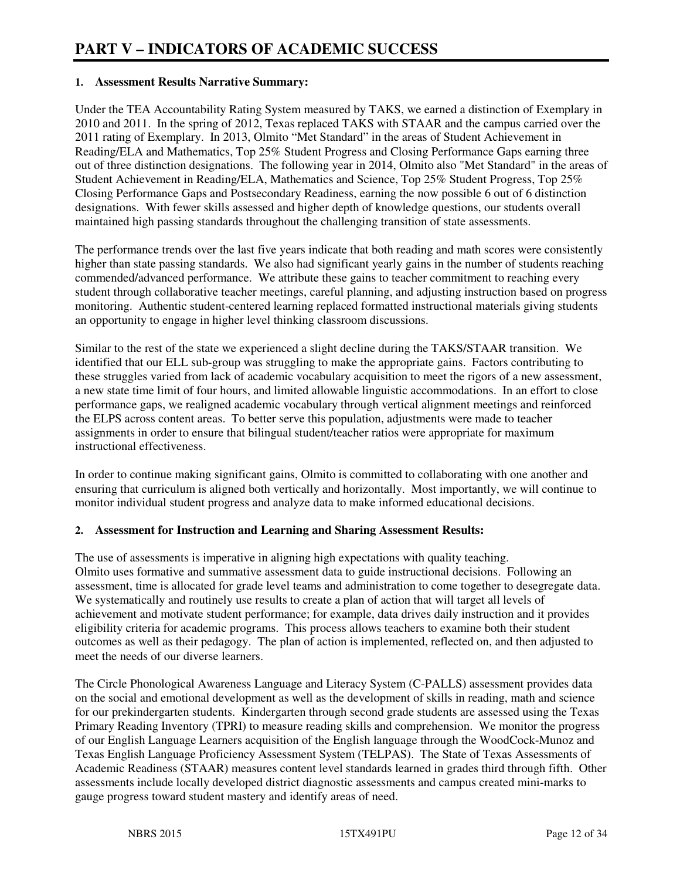# PART V – INDICATORS OF ACADEMIC SUCCESS

## 1. Assessment Results Narrative Summary:

Under the TEA Accountability Rating System measured by TAKS, we earned a distinction of Exemplary in 2010 and 2011. In the spring of 2012, Texas replaced TAKS with STAAR and the campus carried over the 2011 rating of Exemplary. In 2013, Olmito "Met Standard" in the areas of Student Achievement in Reading/ELA and Mathematics, Top 25% Student Progress and Closing Performance Gaps earning three out of three distinction designations. The following year in 2014, Olmito also "Met Standard" in the areas of Student Achievement in Reading/ELA, Mathematics and Science, Top 25% Student Progress, Top 25% Closing Performance Gaps and Postsecondary Readiness, earning the now possible 6 out of 6 distinction designations. With fewer skills assessed and higher depth of knowledge questions, our students overall maintained high passing standards throughout the challenging transition of state assessments.

The performance trends over the last five years indicate that both reading and math scores were consistently higher than state passing standards. We also had significant yearly gains in the number of students reaching commended/advanced performance. We attribute these gains to teacher commitment to reaching every student through collaborative teacher meetings, careful planning, and adjusting instruction based on progress monitoring. Authentic student-centered learning replaced formatted instructional materials giving students an opportunity to engage in higher level thinking classroom discussions.

Similar to the rest of the state we experienced a slight decline during the TAKS/STAAR transition. We identified that our ELL sub-group was struggling to make the appropriate gains. Factors contributing to these struggles varied from lack of academic vocabulary acquisition to meet the rigors of a new assessment, a new state time limit of four hours, and limited allowable linguistic accommodations. In an effort to close performance gaps, we realigned academic vocabulary through vertical alignment meetings and reinforced the ELPS across content areas. To better serve this population, adjustments were made to teacher assignments in order to ensure that bilingual student/teacher ratios were appropriate for maximum instructional effectiveness.

In order to continue making significant gains, Olmito is committed to collaborating with one another and ensuring that curriculum is aligned both vertically and horizontally. Most importantly, we will continue to monitor individual student progress and analyze data to make informed educational decisions.

## 2. Assessment for Instruction and Learning and Sharing Assessment Results:

The use of assessments is imperative in aligning high expectations with quality teaching. Olmito uses formative and summative assessment data to guide instructional decisions. Following an assessment, time is allocated for grade level teams and administration to come together to desegregate data. We systematically and routinely use results to create a plan of action that will target all levels of achievement and motivate student performance; for example, data drives daily instruction and it provides eligibility criteria for academic programs. This process allows teachers to examine both their student outcomes as well as their pedagogy. The plan of action is implemented, reflected on, and then adjusted to meet the needs of our diverse learners.

The Circle Phonological Awareness Language and Literacy System (C-PALLS) assessment provides data on the social and emotional development as well as the development of skills in reading, math and science for our prekindergarten students. Kindergarten through second grade students are assessed using the Texas Primary Reading Inventory (TPRI) to measure reading skills and comprehension. We monitor the progress of our English Language Learners acquisition of the English language through the WoodCock-Munoz and Texas English Language Proficiency Assessment System (TELPAS). The State of Texas Assessments of Academic Readiness (STAAR) measures content level standards learned in grades third through fifth. Other assessments include locally developed district diagnostic assessments and campus created mini-marks to gauge progress toward student mastery and identify areas of need.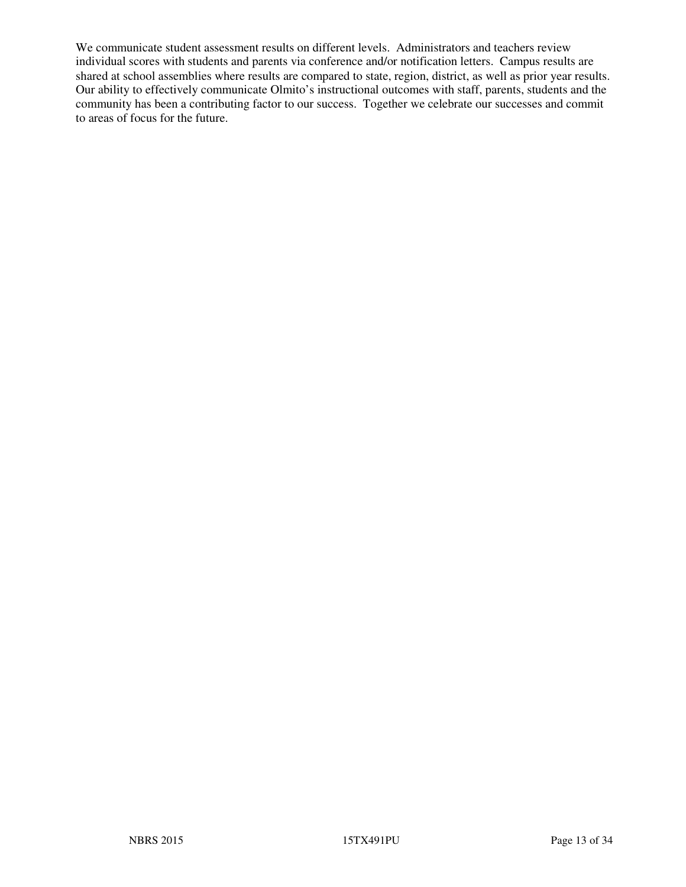We communicate student assessment results on different levels. Administrators and teachers review individual scores with students and parents via conference and/or notification letters. Campus results are shared at school assemblies where results are compared to state, region, district, as well as prior year results. Our ability to effectively communicate Olmito's instructional outcomes with staff, parents, students and the community has been a contributing factor to our success. Together we celebrate our successes and commit to areas of focus for the future.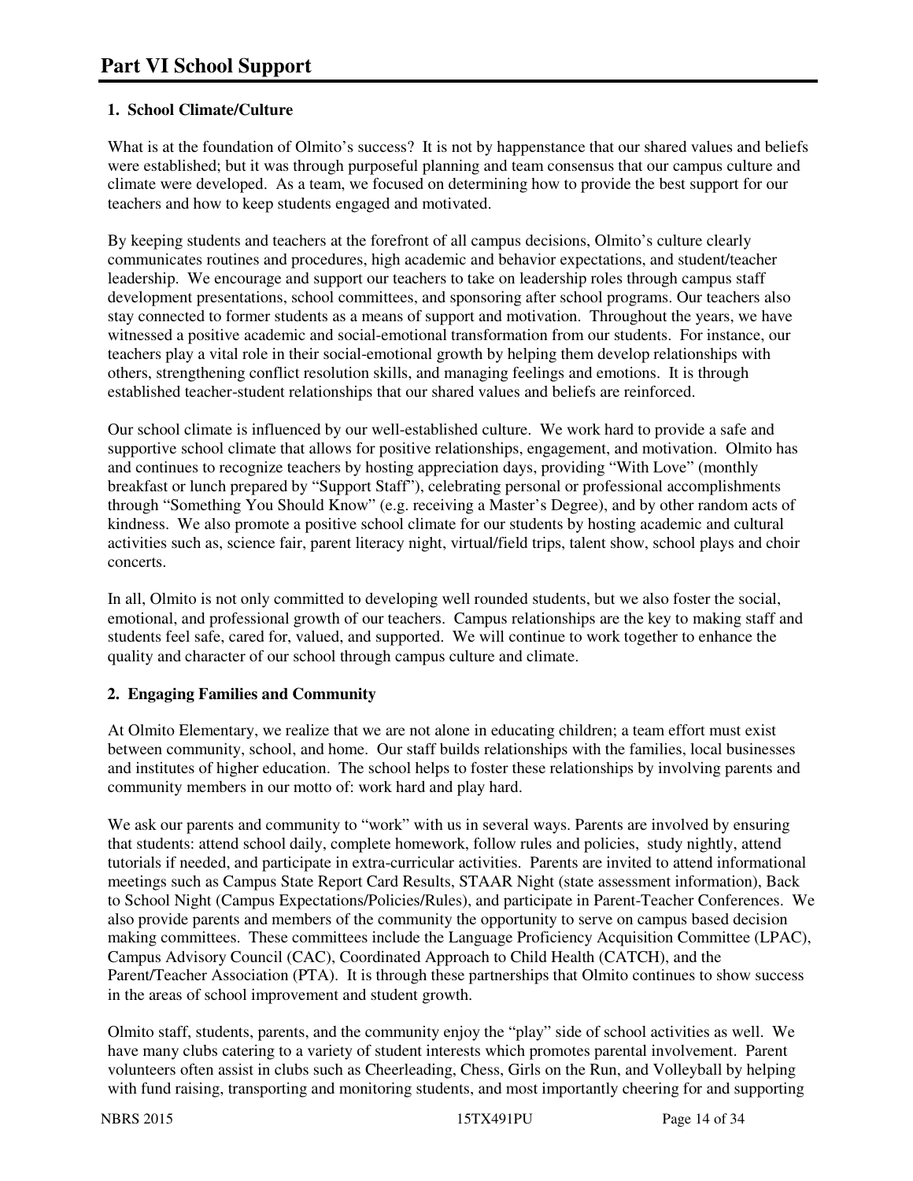# Part VI School Support

## 1. School Climate/Culture

What is at the foundation of Olmito's success? It is not by happenstance that our shared values and beliefs were established; but it was through purposeful planning and team consensus that our campus culture and climate were developed. As a team, we focused on determining how to provide the best support for our teachers and how to keep students engaged and motivated.

By keeping students and teachers at the forefront of all campus decisions, Olmito's culture clearly communicates routines and procedures, high academic and behavior expectations, and student/teacher leadership. We encourage and support our teachers to take on leadership roles through campus staff development presentations, school committees, and sponsoring after school programs. Our teachers also stay connected to former students as a means of support and motivation. Throughout the years, we have witnessed a positive academic and social-emotional transformation from our students. For instance, our teachers play a vital role in their social-emotional growth by helping them develop relationships with others, strengthening conflict resolution skills, and managing feelings and emotions. It is through established teacher-student relationships that our shared values and beliefs are reinforced.

Our school climate is influenced by our well-established culture. We work hard to provide a safe and supportive school climate that allows for positive relationships, engagement, and motivation. Olmito has and continues to recognize teachers by hosting appreciation days, providing "With Love" (monthly breakfast or lunch prepared by "Support Staff"), celebrating personal or professional accomplishments through "Something You Should Know" (e.g. receiving a Master's Degree), and by other random acts of kindness. We also promote a positive school climate for our students by hosting academic and cultural activities such as, science fair, parent literacy night, virtual/field trips, talent show, school plays and choir concerts.

In all, Olmito is not only committed to developing well rounded students, but we also foster the social, emotional, and professional growth of our teachers. Campus relationships are the key to making staff and students feel safe, cared for, valued, and supported. We will continue to work together to enhance the quality and character of our school through campus culture and climate.

## 2. Engaging Families and Community

At Olmito Elementary, we realize that we are not alone in educating children; a team effort must exist between community, school, and home. Our staff builds relationships with the families, local businesses and institutes of higher education. The school helps to foster these relationships by involving parents and community members in our motto of: work hard and play hard.

We ask our parents and community to "work" with us in several ways. Parents are involved by ensuring that students: attend school daily, complete homework, follow rules and policies, study nightly, attend tutorials if needed, and participate in extra-curricular activities. Parents are invited to attend informational meetings such as Campus State Report Card Results, STAAR Night (state assessment information), Back to School Night (Campus Expectations/Policies/Rules), and participate in Parent-Teacher Conferences. We also provide parents and members of the community the opportunity to serve on campus based decision making committees. These committees include the Language Proficiency Acquisition Committee (LPAC), Campus Advisory Council (CAC), Coordinated Approach to Child Health (CATCH), and the Parent/Teacher Association (PTA). It is through these partnerships that Olmito continues to show success in the areas of school improvement and student growth.

Olmito staff, students, parents, and the community enjoy the "play" side of school activities as well. We have many clubs catering to a variety of student interests which promotes parental involvement. Parent volunteers often assist in clubs such as Cheerleading, Chess, Girls on the Run, and Volleyball by helping with fund raising, transporting and monitoring students, and most importantly cheering for and supporting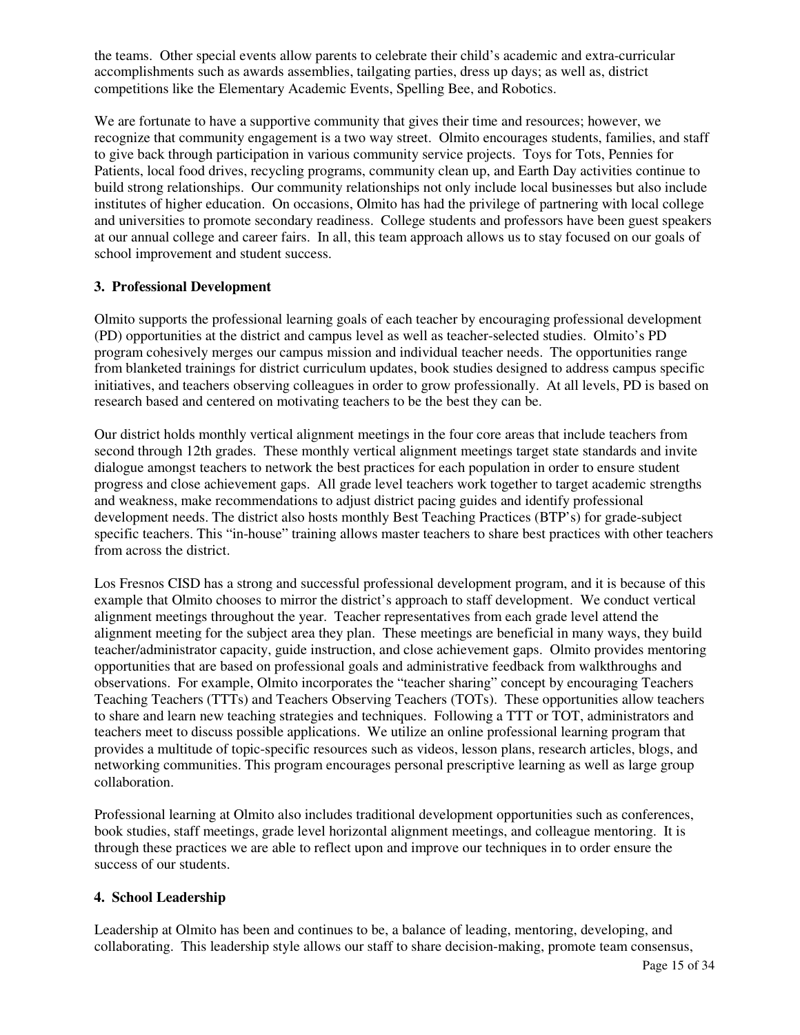the teams. Other special events allow parents to celebrate their child's academic and extra-curricular accomplishments such as awards assemblies, tailgating parties, dress up days; as well as, district competitions like the Elementary Academic Events, Spelling Bee, and Robotics.

We are fortunate to have a supportive community that gives their time and resources; however, we recognize that community engagement is a two way street. Olmito encourages students, families, and staff to give back through participation in various community service projects. Toys for Tots, Pennies for Patients, local food drives, recycling programs, community clean up, and Earth Day activities continue to build strong relationships. Our community relationships not only include local businesses but also include institutes of higher education. On occasions, Olmito has had the privilege of partnering with local college and universities to promote secondary readiness. College students and professors have been guest speakers at our annual college and career fairs. In all, this team approach allows us to stay focused on our goals of school improvement and student success.

### 3. Professional Development

Olmito supports the professional learning goals of each teacher by encouraging professional development (PD) opportunities at the district and campus level as well as teacher-selected studies. Olmito's PD program cohesively merges our campus mission and individual teacher needs. The opportunities range from blanketed trainings for district curriculum updates, book studies designed to address campus specific initiatives, and teachers observing colleagues in order to grow professionally. At all levels, PD is based on research based and centered on motivating teachers to be the best they can be.

Our district holds monthly vertical alignment meetings in the four core areas that include teachers from second through 12th grades. These monthly vertical alignment meetings target state standards and invite dialogue amongst teachers to network the best practices for each population in order to ensure student progress and close achievement gaps. All grade level teachers work together to target academic strengths and weakness, make recommendations to adjust district pacing guides and identify professional development needs. The district also hosts monthly Best Teaching Practices (BTP's) for grade-subject specific teachers. This "in-house" training allows master teachers to share best practices with other teachers from across the district.

Los Fresnos CISD has a strong and successful professional development program, and it is because of this example that Olmito chooses to mirror the district's approach to staff development. We conduct vertical alignment meetings throughout the year. Teacher representatives from each grade level attend the alignment meeting for the subject area they plan. These meetings are beneficial in many ways, they build teacher/administrator capacity, guide instruction, and close achievement gaps. Olmito provides mentoring opportunities that are based on professional goals and administrative feedback from walkthroughs and observations. For example, Olmito incorporates the "teacher sharing" concept by encouraging Teachers Teaching Teachers (TTTs) and Teachers Observing Teachers (TOTs). These opportunities allow teachers to share and learn new teaching strategies and techniques. Following a TTT or TOT, administrators and teachers meet to discuss possible applications. We utilize an online professional learning program that provides a multitude of topic-specific resources such as videos, lesson plans, research articles, blogs, and networking communities. This program encourages personal prescriptive learning as well as large group collaboration.

Professional learning at Olmito also includes traditional development opportunities such as conferences, book studies, staff meetings, grade level horizontal alignment meetings, and colleague mentoring. It is through these practices we are able to reflect upon and improve our techniques in to order ensure the success of our students.

### 4. School Leadership

Leadership at Olmito has been and continues to be, a balance of leading, mentoring, developing, and collaborating. This leadership style allows our staff to share decision-making, promote team consensus,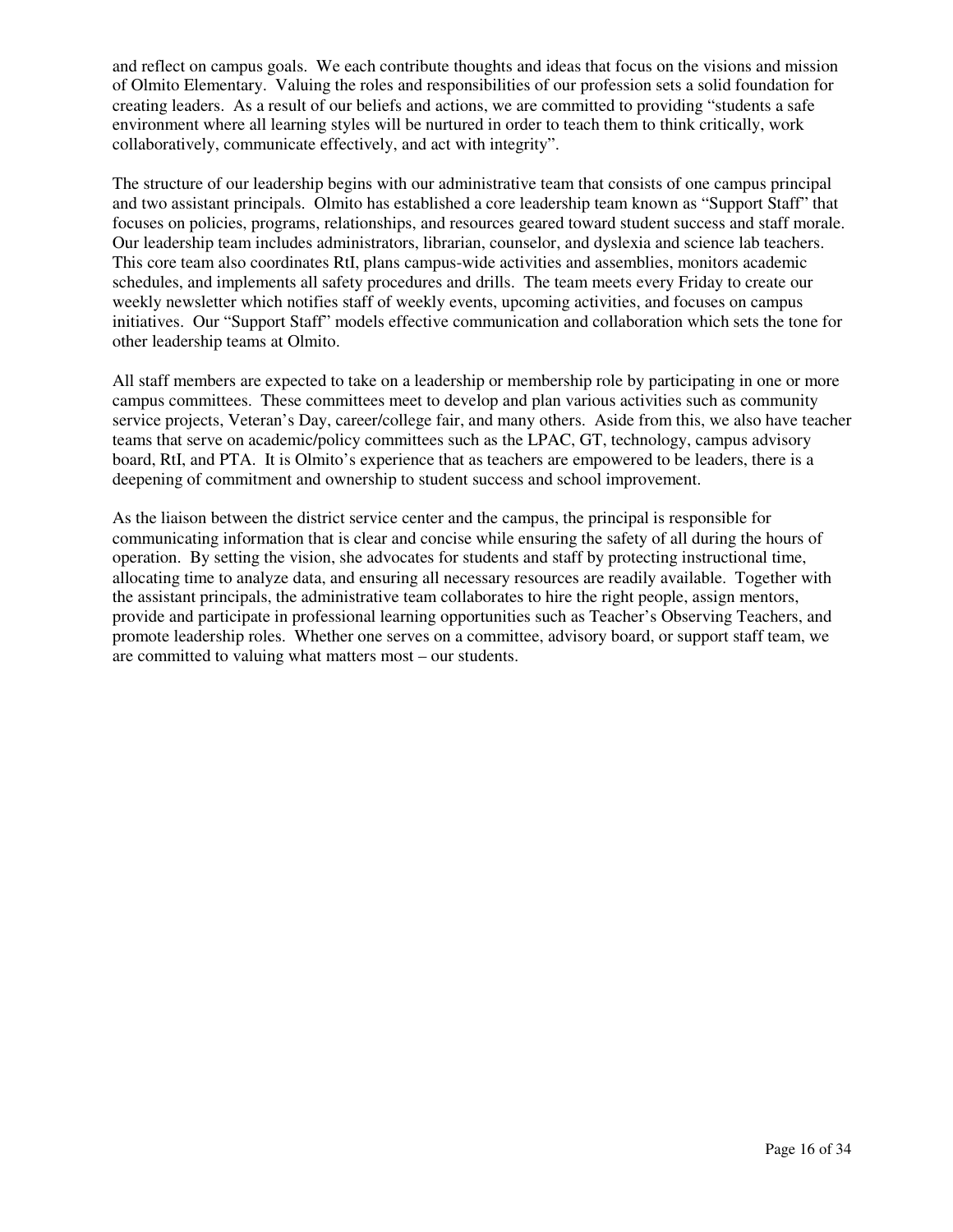and reflect on campus goals. We each contribute thoughts and ideas that focus on the visions and mission of Olmito Elementary. Valuing the roles and responsibilities of our profession sets a solid foundation for creating leaders. As a result of our beliefs and actions, we are committed to providing "students a safe environment where all learning styles will be nurtured in order to teach them to think critically, work collaboratively, communicate effectively, and act with integrity".

The structure of our leadership begins with our administrative team that consists of one campus principal and two assistant principals. Olmito has established a core leadership team known as "Support Staff" that focuses on policies, programs, relationships, and resources geared toward student success and staff morale. Our leadership team includes administrators, librarian, counselor, and dyslexia and science lab teachers. This core team also coordinates RtI, plans campus-wide activities and assemblies, monitors academic schedules, and implements all safety procedures and drills. The team meets every Friday to create our weekly newsletter which notifies staff of weekly events, upcoming activities, and focuses on campus initiatives. Our "Support Staff" models effective communication and collaboration which sets the tone for other leadership teams at Olmito.

All staff members are expected to take on a leadership or membership role by participating in one or more campus committees. These committees meet to develop and plan various activities such as community service projects, Veteran's Day, career/college fair, and many others. Aside from this, we also have teacher teams that serve on academic/policy committees such as the LPAC, GT, technology, campus advisory board, RtI, and PTA. It is Olmito's experience that as teachers are empowered to be leaders, there is a deepening of commitment and ownership to student success and school improvement.

As the liaison between the district service center and the campus, the principal is responsible for communicating information that is clear and concise while ensuring the safety of all during the hours of operation. By setting the vision, she advocates for students and staff by protecting instructional time, allocating time to analyze data, and ensuring all necessary resources are readily available. Together with the assistant principals, the administrative team collaborates to hire the right people, assign mentors, provide and participate in professional learning opportunities such as Teacher's Observing Teachers, and promote leadership roles. Whether one serves on a committee, advisory board, or support staff team, we are committed to valuing what matters most – our students.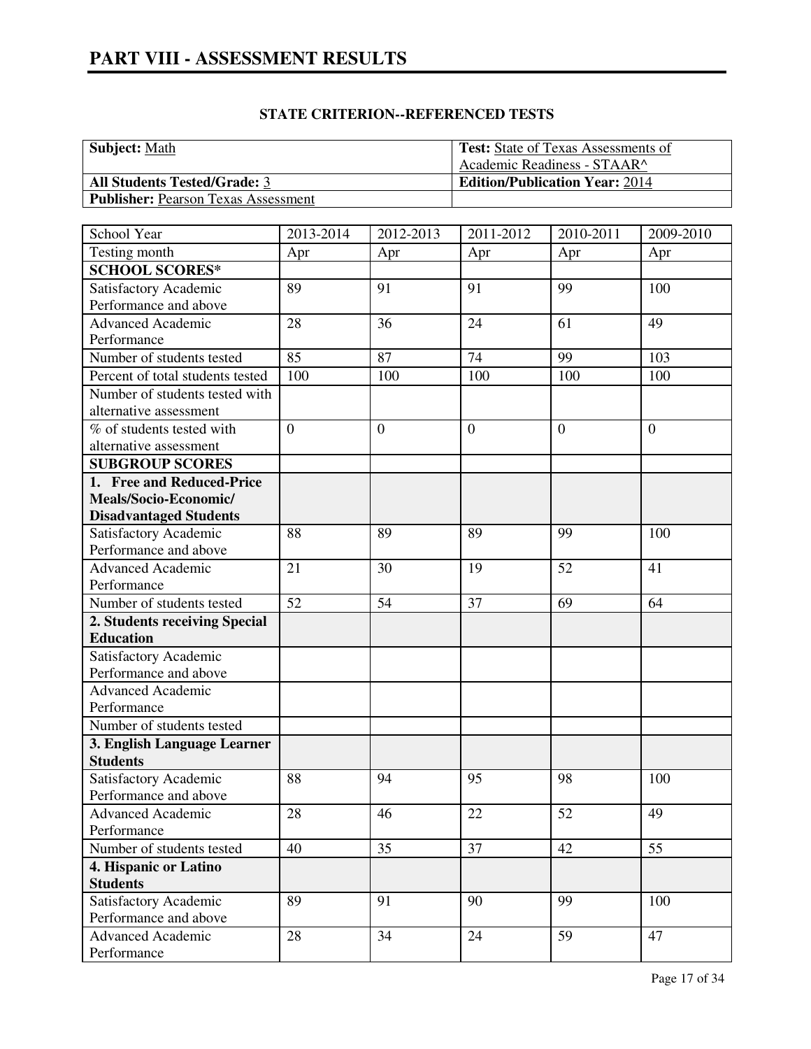# PART VIII - ASSESSMENT RESULTS

## STATE CRITERION--REFERENCED TESTS

| | |
|---|---|
| **Subject:** Math | **Test:** State of Texas Assessments of Academic Readiness - STAAR^ |
| **All Students Tested/Grade:** 3 | **Edition/Publication Year:** 2014 |
| **Publisher:** Pearson Texas Assessment | |

| School Year | 2013-2014 | 2012-2013 | 2011-2012 | 2010-2011 | 2009-2010 |
|---|---|---|---|---|---|
| Testing month | Apr | Apr | Apr | Apr | Apr |
| **SCHOOL SCORES*** | | | | | |
| Satisfactory Academic Performance and above | 89 | 91 | 91 | 99 | 100 |
| Advanced Academic Performance | 28 | 36 | 24 | 61 | 49 |
| Number of students tested | 85 | 87 | 74 | 99 | 103 |
| Percent of total students tested | 100 | 100 | 100 | 100 | 100 |
| Number of students tested with alternative assessment | | | | | |
| % of students tested with alternative assessment | 0 | 0 | 0 | 0 | 0 |
| **SUBGROUP SCORES** | | | | | |
| **1. Free and Reduced-Price Meals/Socio-Economic/ Disadvantaged Students** | | | | | |
| Satisfactory Academic Performance and above | 88 | 89 | 89 | 99 | 100 |
| Advanced Academic Performance | 21 | 30 | 19 | 52 | 41 |
| Number of students tested | 52 | 54 | 37 | 69 | 64 |
| **2. Students receiving Special Education** | | | | | |
| Satisfactory Academic Performance and above | | | | | |
| Advanced Academic Performance | | | | | |
| Number of students tested | | | | | |
| **3. English Language Learner Students** | | | | | |
| Satisfactory Academic Performance and above | 88 | 94 | 95 | 98 | 100 |
| Advanced Academic Performance | 28 | 46 | 22 | 52 | 49 |
| Number of students tested | 40 | 35 | 37 | 42 | 55 |
| **4. Hispanic or Latino Students** | | | | | |
| Satisfactory Academic Performance and above | 89 | 91 | 90 | 99 | 100 |
| Advanced Academic Performance | 28 | 34 | 24 | 59 | 47 |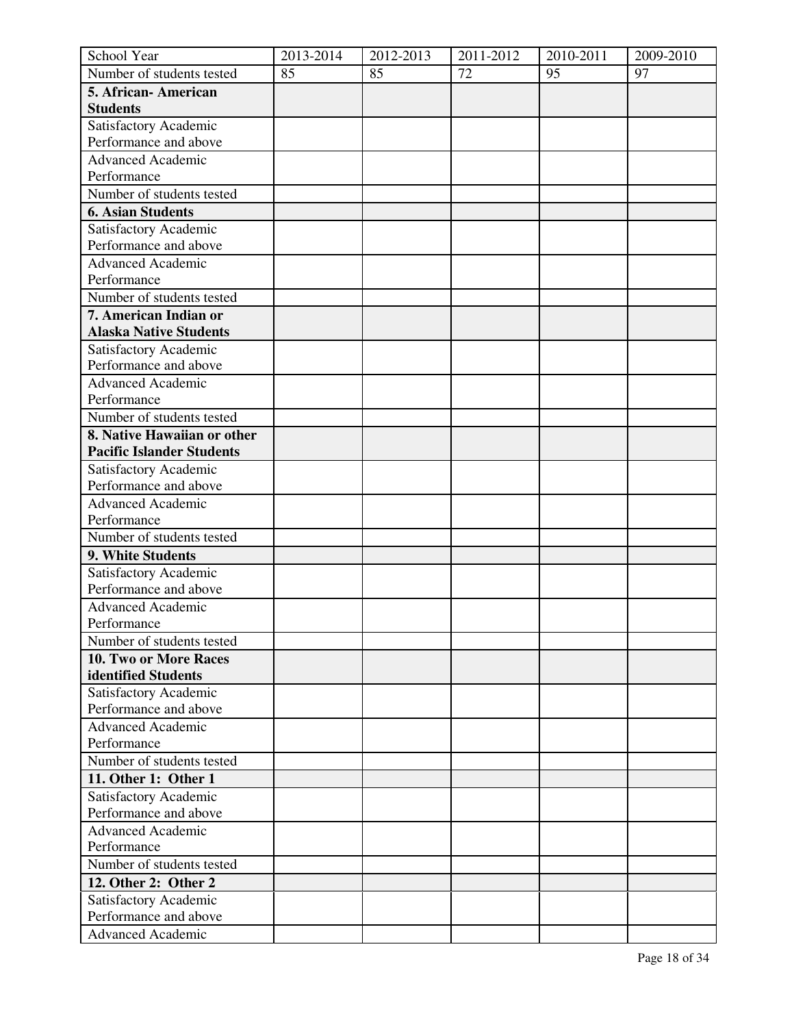| School Year | 2013-2014 | 2012-2013 | 2011-2012 | 2010-2011 | 2009-2010 |
|---|---|---|---|---|---|
| Number of students tested | 85 | 85 | 72 | 95 | 97 |
| **5. African- American Students** | | | | | |
| Satisfactory Academic Performance and above | | | | | |
| Advanced Academic Performance | | | | | |
| Number of students tested | | | | | |
| **6. Asian Students** | | | | | |
| Satisfactory Academic Performance and above | | | | | |
| Advanced Academic Performance | | | | | |
| Number of students tested | | | | | |
| **7. American Indian or Alaska Native Students** | | | | | |
| Satisfactory Academic Performance and above | | | | | |
| Advanced Academic Performance | | | | | |
| Number of students tested | | | | | |
| **8. Native Hawaiian or other Pacific Islander Students** | | | | | |
| Satisfactory Academic Performance and above | | | | | |
| Advanced Academic Performance | | | | | |
| Number of students tested | | | | | |
| **9. White Students** | | | | | |
| Satisfactory Academic Performance and above | | | | | |
| Advanced Academic Performance | | | | | |
| Number of students tested | | | | | |
| **10. Two or More Races identified Students** | | | | | |
| Satisfactory Academic Performance and above | | | | | |
| Advanced Academic Performance | | | | | |
| Number of students tested | | | | | |
| **11. Other 1: Other 1** | | | | | |
| Satisfactory Academic Performance and above | | | | | |
| Advanced Academic Performance | | | | | |
| Number of students tested | | | | | |
| **12. Other 2: Other 2** | | | | | |
| Satisfactory Academic Performance and above | | | | | |
| Advanced Academic | | | | | |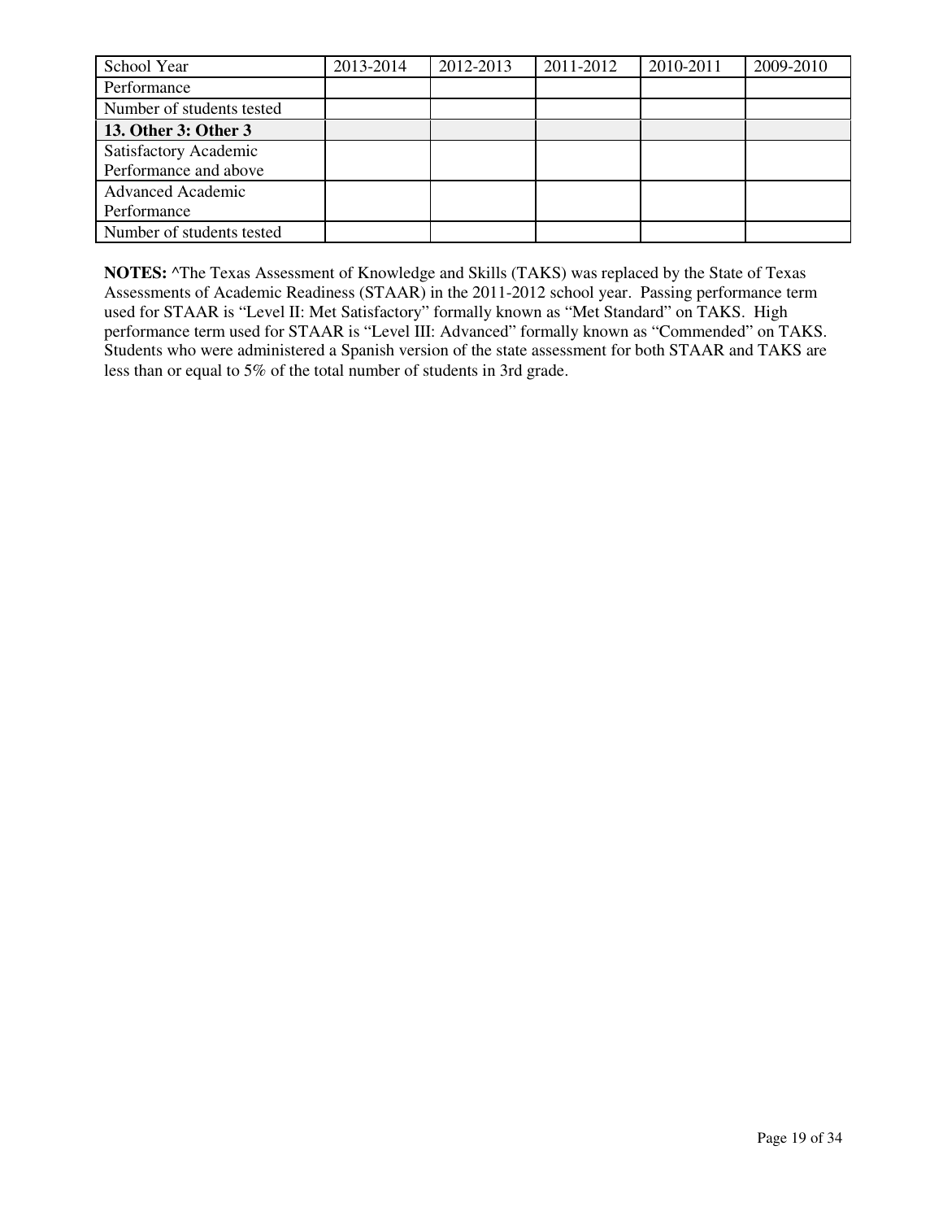| School Year | 2013-2014 | 2012-2013 | 2011-2012 | 2010-2011 | 2009-2010 |
|---|---|---|---|---|---|
| Performance | | | | | |
| Number of students tested | | | | | |
| **13. Other 3: Other 3** | | | | | |
| Satisfactory Academic Performance and above | | | | | |
| Advanced Academic Performance | | | | | |
| Number of students tested | | | | | |

**NOTES:** ^The Texas Assessment of Knowledge and Skills (TAKS) was replaced by the State of Texas Assessments of Academic Readiness (STAAR) in the 2011-2012 school year. Passing performance term used for STAAR is "Level II: Met Satisfactory" formally known as "Met Standard" on TAKS. High performance term used for STAAR is "Level III: Advanced" formally known as "Commended" on TAKS. Students who were administered a Spanish version of the state assessment for both STAAR and TAKS are less than or equal to 5% of the total number of students in 3rd grade.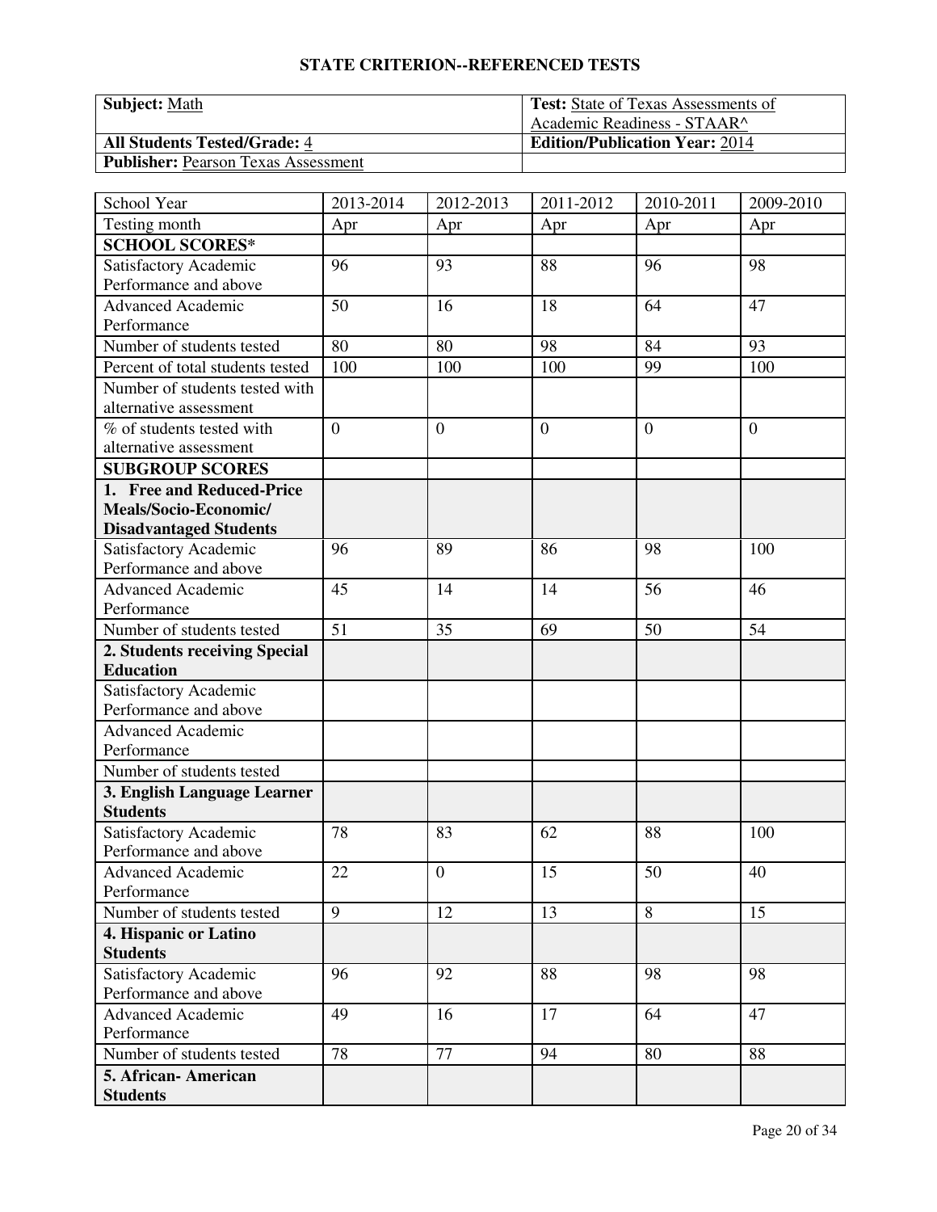## STATE CRITERION--REFERENCED TESTS

| **Subject:** Math | **Test:** State of Texas Assessments of Academic Readiness - STAAR^ |
|---|---|
| **All Students Tested/Grade:** 4 | **Edition/Publication Year:** 2014 |
| **Publisher:** Pearson Texas Assessment | |

| School Year | 2013-2014 | 2012-2013 | 2011-2012 | 2010-2011 | 2009-2010 |
|---|---|---|---|---|---|
| Testing month | Apr | Apr | Apr | Apr | Apr |
| **SCHOOL SCORES*** | | | | | |
| Satisfactory Academic Performance and above | 96 | 93 | 88 | 96 | 98 |
| Advanced Academic Performance | 50 | 16 | 18 | 64 | 47 |
| Number of students tested | 80 | 80 | 98 | 84 | 93 |
| Percent of total students tested | 100 | 100 | 100 | 99 | 100 |
| Number of students tested with alternative assessment | | | | | |
| % of students tested with alternative assessment | 0 | 0 | 0 | 0 | 0 |
| **SUBGROUP SCORES** | | | | | |
| **1. Free and Reduced-Price Meals/Socio-Economic/ Disadvantaged Students** | | | | | |
| Satisfactory Academic Performance and above | 96 | 89 | 86 | 98 | 100 |
| Advanced Academic Performance | 45 | 14 | 14 | 56 | 46 |
| Number of students tested | 51 | 35 | 69 | 50 | 54 |
| **2. Students receiving Special Education** | | | | | |
| Satisfactory Academic Performance and above | | | | | |
| Advanced Academic Performance | | | | | |
| Number of students tested | | | | | |
| **3. English Language Learner Students** | | | | | |
| Satisfactory Academic Performance and above | 78 | 83 | 62 | 88 | 100 |
| Advanced Academic Performance | 22 | 0 | 15 | 50 | 40 |
| Number of students tested | 9 | 12 | 13 | 8 | 15 |
| **4. Hispanic or Latino Students** | | | | | |
| Satisfactory Academic Performance and above | 96 | 92 | 88 | 98 | 98 |
| Advanced Academic Performance | 49 | 16 | 17 | 64 | 47 |
| Number of students tested | 78 | 77 | 94 | 80 | 88 |
| **5. African- American Students** | | | | | |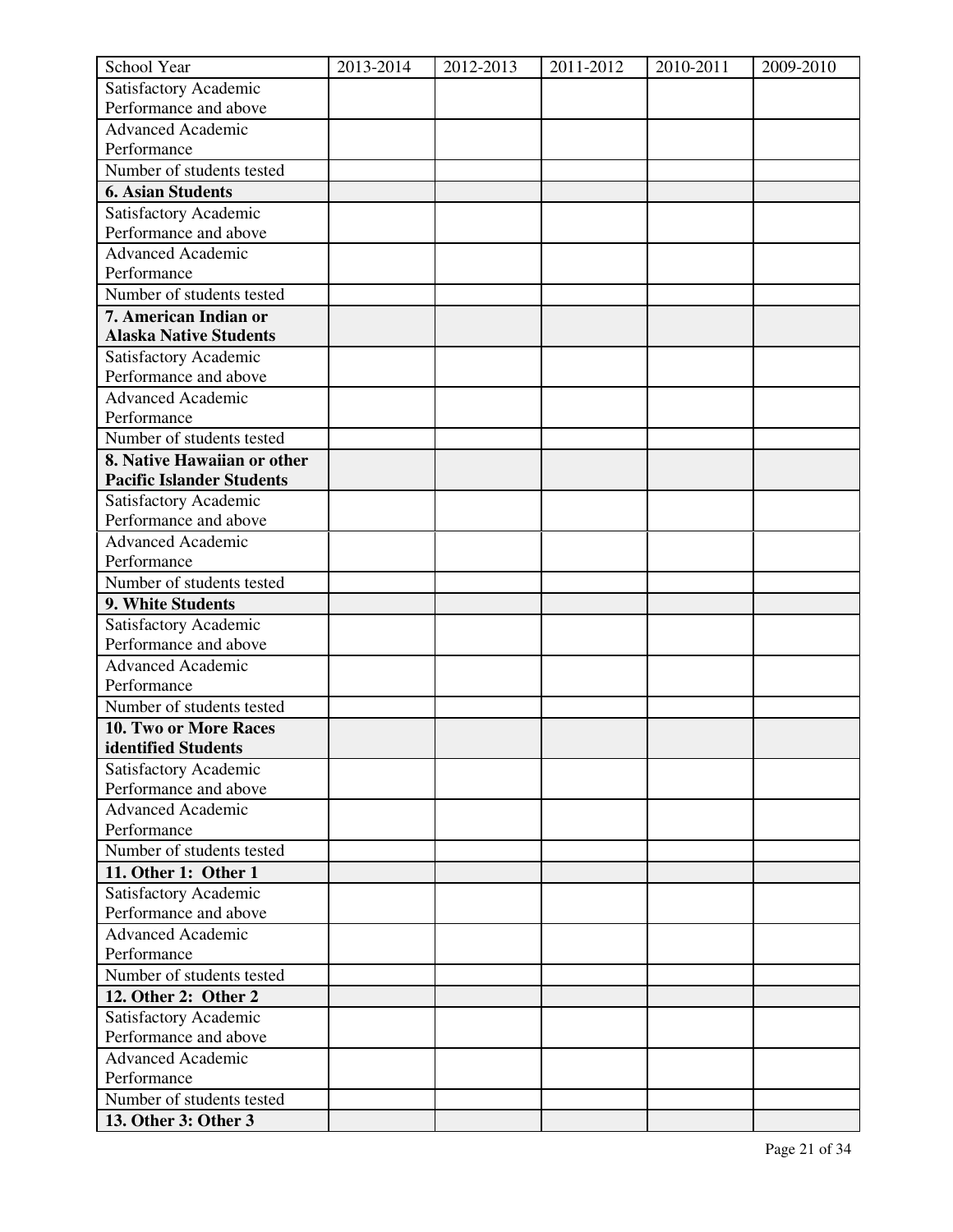| School Year | 2013-2014 | 2012-2013 | 2011-2012 | 2010-2011 | 2009-2010 |
|---|---|---|---|---|---|
| Satisfactory Academic Performance and above | | | | | |
| Advanced Academic Performance | | | | | |
| Number of students tested | | | | | |
| **6. Asian Students** | | | | | |
| Satisfactory Academic Performance and above | | | | | |
| Advanced Academic Performance | | | | | |
| Number of students tested | | | | | |
| **7. American Indian or Alaska Native Students** | | | | | |
| Satisfactory Academic Performance and above | | | | | |
| Advanced Academic Performance | | | | | |
| Number of students tested | | | | | |
| **8. Native Hawaiian or other Pacific Islander Students** | | | | | |
| Satisfactory Academic Performance and above | | | | | |
| Advanced Academic Performance | | | | | |
| Number of students tested | | | | | |
| **9. White Students** | | | | | |
| Satisfactory Academic Performance and above | | | | | |
| Advanced Academic Performance | | | | | |
| Number of students tested | | | | | |
| **10. Two or More Races identified Students** | | | | | |
| Satisfactory Academic Performance and above | | | | | |
| Advanced Academic Performance | | | | | |
| Number of students tested | | | | | |
| **11. Other 1: Other 1** | | | | | |
| Satisfactory Academic Performance and above | | | | | |
| Advanced Academic Performance | | | | | |
| Number of students tested | | | | | |
| **12. Other 2: Other 2** | | | | | |
| Satisfactory Academic Performance and above | | | | | |
| Advanced Academic Performance | | | | | |
| Number of students tested | | | | | |
| **13. Other 3: Other 3** | | | | | |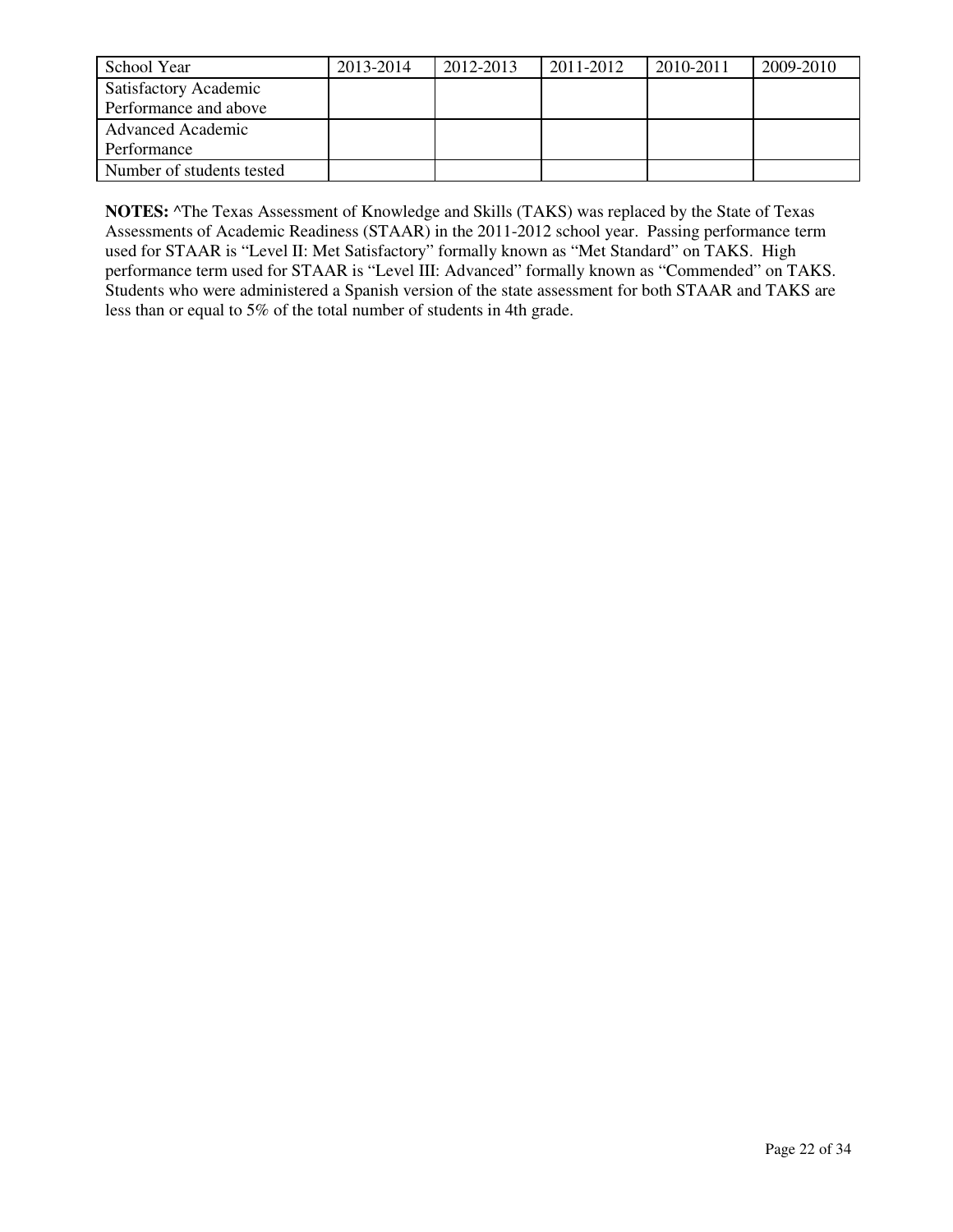| School Year | 2013-2014 | 2012-2013 | 2011-2012 | 2010-2011 | 2009-2010 |
| --- | --- | --- | --- | --- | --- |
| Satisfactory Academic Performance and above | | | | | |
| Advanced Academic Performance | | | | | |
| Number of students tested | | | | | |

**NOTES:** ^The Texas Assessment of Knowledge and Skills (TAKS) was replaced by the State of Texas Assessments of Academic Readiness (STAAR) in the 2011-2012 school year. Passing performance term used for STAAR is "Level II: Met Satisfactory" formally known as "Met Standard" on TAKS. High performance term used for STAAR is "Level III: Advanced" formally known as "Commended" on TAKS. Students who were administered a Spanish version of the state assessment for both STAAR and TAKS are less than or equal to 5% of the total number of students in 4th grade.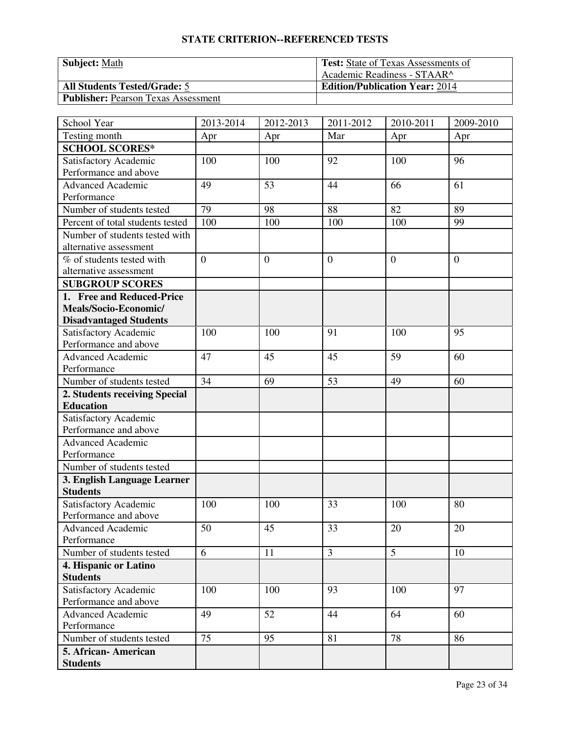## STATE CRITERION--REFERENCED TESTS

| **Subject:** Math | **Test:** State of Texas Assessments of Academic Readiness - STAAR^ |
|---|---|
| **All Students Tested/Grade:** 5 | **Edition/Publication Year:** 2014 |
| **Publisher:** Pearson Texas Assessment | |

| School Year | 2013-2014 | 2012-2013 | 2011-2012 | 2010-2011 | 2009-2010 |
|---|---|---|---|---|---|
| Testing month | Apr | Apr | Mar | Apr | Apr |
| **SCHOOL SCORES*** | | | | | |
| Satisfactory Academic Performance and above | 100 | 100 | 92 | 100 | 96 |
| Advanced Academic Performance | 49 | 53 | 44 | 66 | 61 |
| Number of students tested | 79 | 98 | 88 | 82 | 89 |
| Percent of total students tested | 100 | 100 | 100 | 100 | 99 |
| Number of students tested with alternative assessment | | | | | |
| % of students tested with alternative assessment | 0 | 0 | 0 | 0 | 0 |
| **SUBGROUP SCORES** | | | | | |
| **1. Free and Reduced-Price Meals/Socio-Economic/ Disadvantaged Students** | | | | | |
| Satisfactory Academic Performance and above | 100 | 100 | 91 | 100 | 95 |
| Advanced Academic Performance | 47 | 45 | 45 | 59 | 60 |
| Number of students tested | 34 | 69 | 53 | 49 | 60 |
| **2. Students receiving Special Education** | | | | | |
| Satisfactory Academic Performance and above | | | | | |
| Advanced Academic Performance | | | | | |
| Number of students tested | | | | | |
| **3. English Language Learner Students** | | | | | |
| Satisfactory Academic Performance and above | 100 | 100 | 33 | 100 | 80 |
| Advanced Academic Performance | 50 | 45 | 33 | 20 | 20 |
| Number of students tested | 6 | 11 | 3 | 5 | 10 |
| **4. Hispanic or Latino Students** | | | | | |
| Satisfactory Academic Performance and above | 100 | 100 | 93 | 100 | 97 |
| Advanced Academic Performance | 49 | 52 | 44 | 64 | 60 |
| Number of students tested | 75 | 95 | 81 | 78 | 86 |
| **5. African- American Students** | | | | | |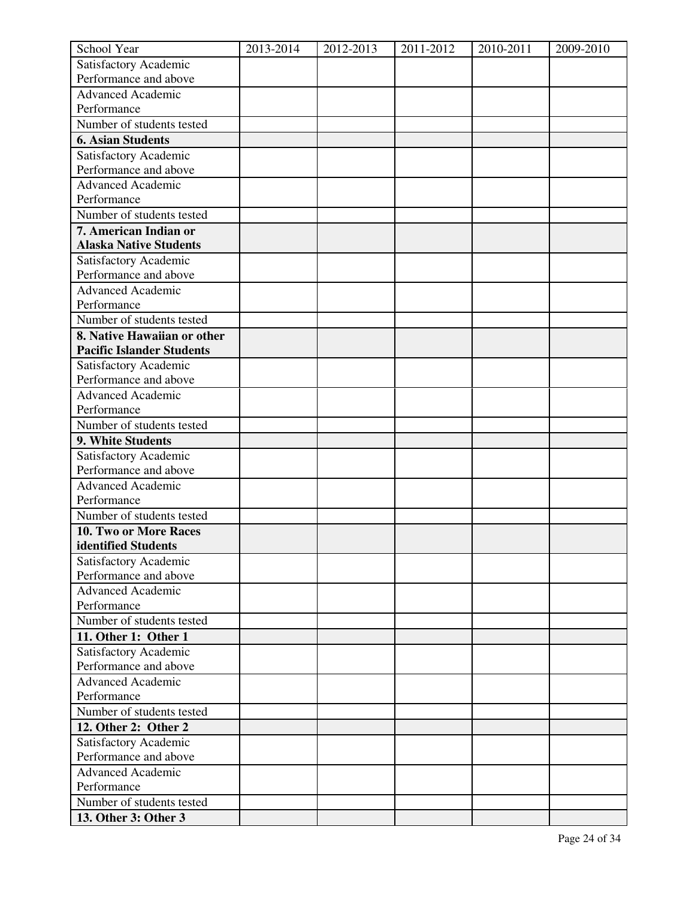| School Year | 2013-2014 | 2012-2013 | 2011-2012 | 2010-2011 | 2009-2010 |
|---|---|---|---|---|---|
| Satisfactory Academic Performance and above | | | | | |
| Advanced Academic Performance | | | | | |
| Number of students tested | | | | | |
| **6. Asian Students** | | | | | |
| Satisfactory Academic Performance and above | | | | | |
| Advanced Academic Performance | | | | | |
| Number of students tested | | | | | |
| **7. American Indian or Alaska Native Students** | | | | | |
| Satisfactory Academic Performance and above | | | | | |
| Advanced Academic Performance | | | | | |
| Number of students tested | | | | | |
| **8. Native Hawaiian or other Pacific Islander Students** | | | | | |
| Satisfactory Academic Performance and above | | | | | |
| Advanced Academic Performance | | | | | |
| Number of students tested | | | | | |
| **9. White Students** | | | | | |
| Satisfactory Academic Performance and above | | | | | |
| Advanced Academic Performance | | | | | |
| Number of students tested | | | | | |
| **10. Two or More Races identified Students** | | | | | |
| Satisfactory Academic Performance and above | | | | | |
| Advanced Academic Performance | | | | | |
| Number of students tested | | | | | |
| **11. Other 1: Other 1** | | | | | |
| Satisfactory Academic Performance and above | | | | | |
| Advanced Academic Performance | | | | | |
| Number of students tested | | | | | |
| **12. Other 2: Other 2** | | | | | |
| Satisfactory Academic Performance and above | | | | | |
| Advanced Academic Performance | | | | | |
| Number of students tested | | | | | |
| **13. Other 3: Other 3** | | | | | |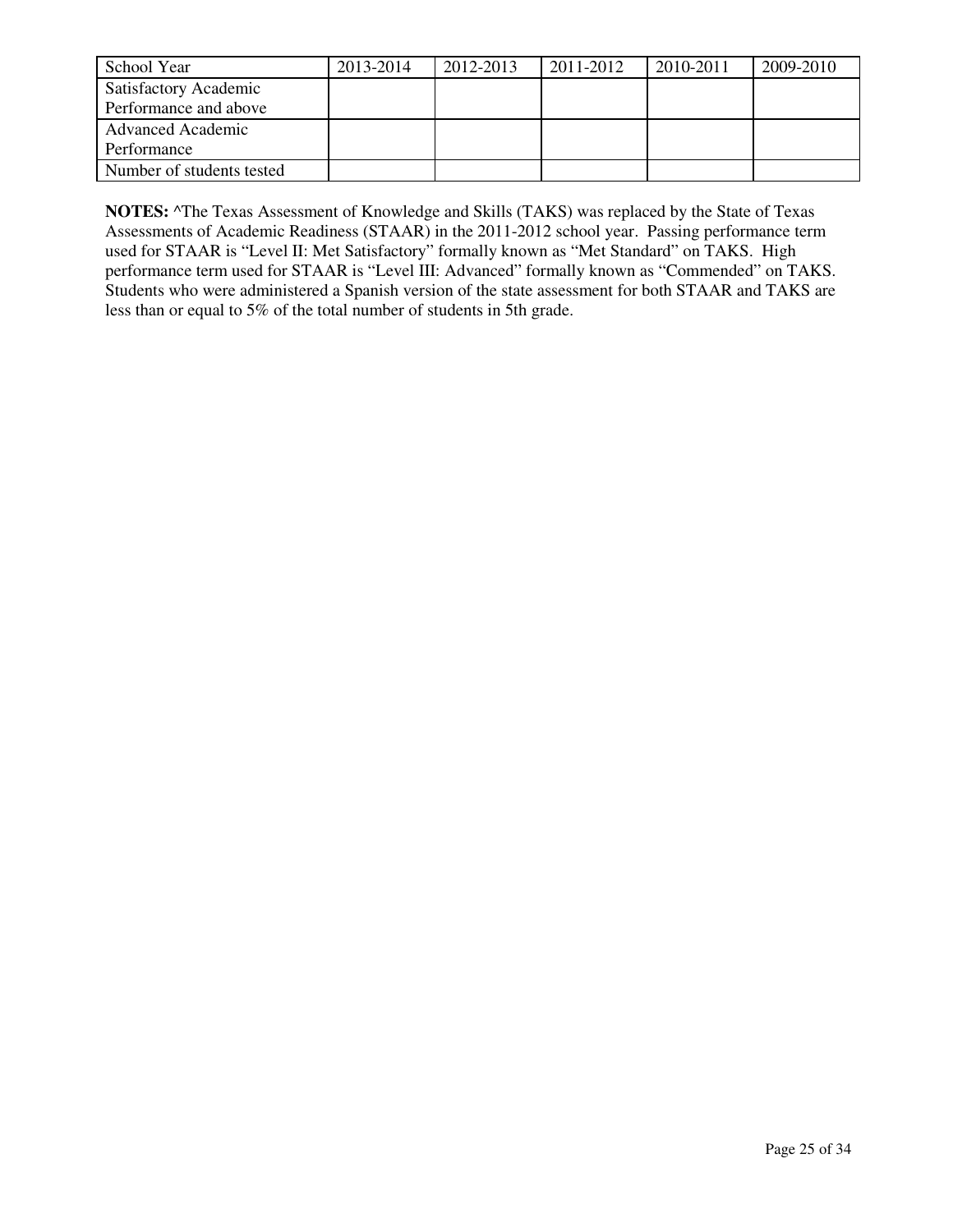| School Year | 2013-2014 | 2012-2013 | 2011-2012 | 2010-2011 | 2009-2010 |
| --- | --- | --- | --- | --- | --- |
| Satisfactory Academic Performance and above | | | | | |
| Advanced Academic Performance | | | | | |
| Number of students tested | | | | | |

**NOTES:** ^The Texas Assessment of Knowledge and Skills (TAKS) was replaced by the State of Texas Assessments of Academic Readiness (STAAR) in the 2011-2012 school year. Passing performance term used for STAAR is "Level II: Met Satisfactory" formally known as "Met Standard" on TAKS. High performance term used for STAAR is "Level III: Advanced" formally known as "Commended" on TAKS. Students who were administered a Spanish version of the state assessment for both STAAR and TAKS are less than or equal to 5% of the total number of students in 5th grade.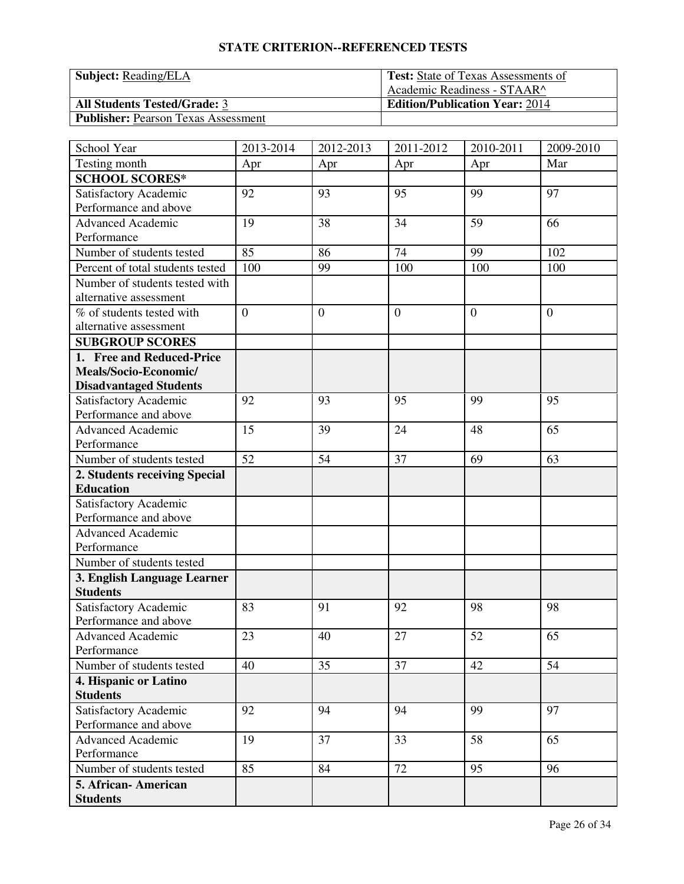## STATE CRITERION--REFERENCED TESTS

| **Subject:** Reading/ELA | **Test:** State of Texas Assessments of Academic Readiness - STAAR^ |
|---|---|
| **All Students Tested/Grade:** 3 | **Edition/Publication Year:** 2014 |
| **Publisher:** Pearson Texas Assessment | |

| School Year | 2013-2014 | 2012-2013 | 2011-2012 | 2010-2011 | 2009-2010 |
|---|---|---|---|---|---|
| Testing month | Apr | Apr | Apr | Apr | Mar |
| **SCHOOL SCORES*** | | | | | |
| Satisfactory Academic Performance and above | 92 | 93 | 95 | 99 | 97 |
| Advanced Academic Performance | 19 | 38 | 34 | 59 | 66 |
| Number of students tested | 85 | 86 | 74 | 99 | 102 |
| Percent of total students tested | 100 | 99 | 100 | 100 | 100 |
| Number of students tested with alternative assessment | | | | | |
| % of students tested with alternative assessment | 0 | 0 | 0 | 0 | 0 |
| **SUBGROUP SCORES** | | | | | |
| **1. Free and Reduced-Price Meals/Socio-Economic/ Disadvantaged Students** | | | | | |
| Satisfactory Academic Performance and above | 92 | 93 | 95 | 99 | 95 |
| Advanced Academic Performance | 15 | 39 | 24 | 48 | 65 |
| Number of students tested | 52 | 54 | 37 | 69 | 63 |
| **2. Students receiving Special Education** | | | | | |
| Satisfactory Academic Performance and above | | | | | |
| Advanced Academic Performance | | | | | |
| Number of students tested | | | | | |
| **3. English Language Learner Students** | | | | | |
| Satisfactory Academic Performance and above | 83 | 91 | 92 | 98 | 98 |
| Advanced Academic Performance | 23 | 40 | 27 | 52 | 65 |
| Number of students tested | 40 | 35 | 37 | 42 | 54 |
| **4. Hispanic or Latino Students** | | | | | |
| Satisfactory Academic Performance and above | 92 | 94 | 94 | 99 | 97 |
| Advanced Academic Performance | 19 | 37 | 33 | 58 | 65 |
| Number of students tested | 85 | 84 | 72 | 95 | 96 |
| **5. African- American Students** | | | | | |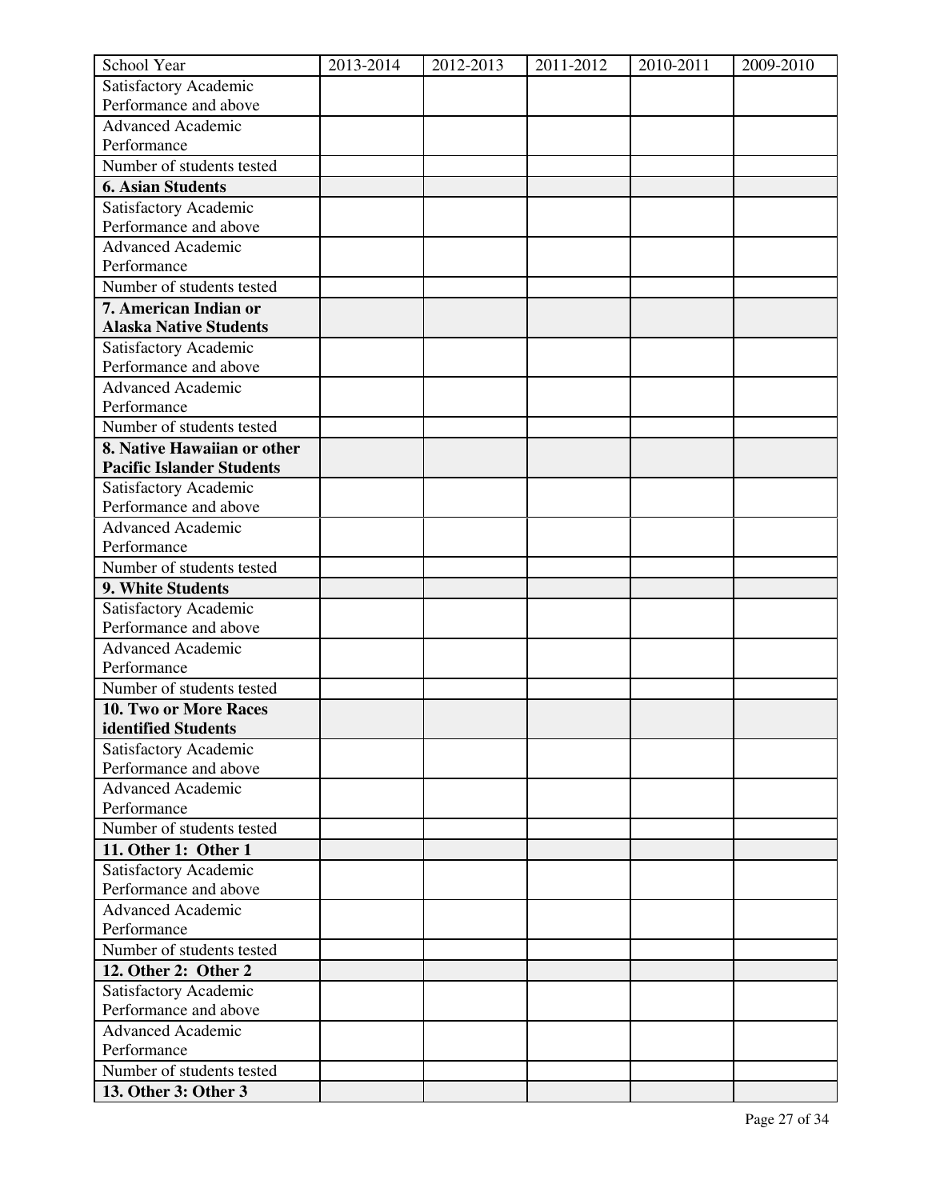| School Year | 2013-2014 | 2012-2013 | 2011-2012 | 2010-2011 | 2009-2010 |
|---|---|---|---|---|---|
| Satisfactory Academic Performance and above | | | | | |
| Advanced Academic Performance | | | | | |
| Number of students tested | | | | | |
| **6. Asian Students** | | | | | |
| Satisfactory Academic Performance and above | | | | | |
| Advanced Academic Performance | | | | | |
| Number of students tested | | | | | |
| **7. American Indian or Alaska Native Students** | | | | | |
| Satisfactory Academic Performance and above | | | | | |
| Advanced Academic Performance | | | | | |
| Number of students tested | | | | | |
| **8. Native Hawaiian or other Pacific Islander Students** | | | | | |
| Satisfactory Academic Performance and above | | | | | |
| Advanced Academic Performance | | | | | |
| Number of students tested | | | | | |
| **9. White Students** | | | | | |
| Satisfactory Academic Performance and above | | | | | |
| Advanced Academic Performance | | | | | |
| Number of students tested | | | | | |
| **10. Two or More Races identified Students** | | | | | |
| Satisfactory Academic Performance and above | | | | | |
| Advanced Academic Performance | | | | | |
| Number of students tested | | | | | |
| **11. Other 1: Other 1** | | | | | |
| Satisfactory Academic Performance and above | | | | | |
| Advanced Academic Performance | | | | | |
| Number of students tested | | | | | |
| **12. Other 2: Other 2** | | | | | |
| Satisfactory Academic Performance and above | | | | | |
| Advanced Academic Performance | | | | | |
| Number of students tested | | | | | |
| **13. Other 3: Other 3** | | | | | |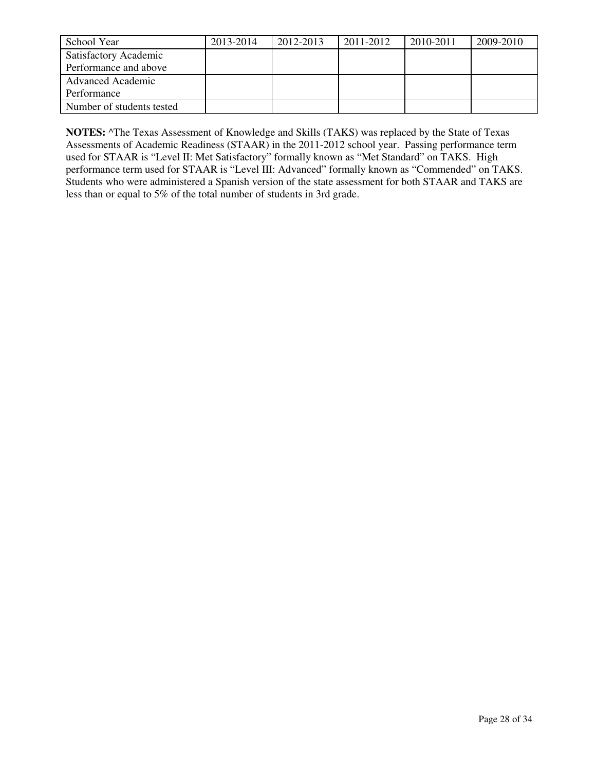| School Year | 2013-2014 | 2012-2013 | 2011-2012 | 2010-2011 | 2009-2010 |
| --- | --- | --- | --- | --- | --- |
| Satisfactory Academic Performance and above | | | | | |
| Advanced Academic Performance | | | | | |
| Number of students tested | | | | | |

**NOTES:** ^The Texas Assessment of Knowledge and Skills (TAKS) was replaced by the State of Texas Assessments of Academic Readiness (STAAR) in the 2011-2012 school year. Passing performance term used for STAAR is "Level II: Met Satisfactory" formally known as "Met Standard" on TAKS. High performance term used for STAAR is "Level III: Advanced" formally known as "Commended" on TAKS. Students who were administered a Spanish version of the state assessment for both STAAR and TAKS are less than or equal to 5% of the total number of students in 3rd grade.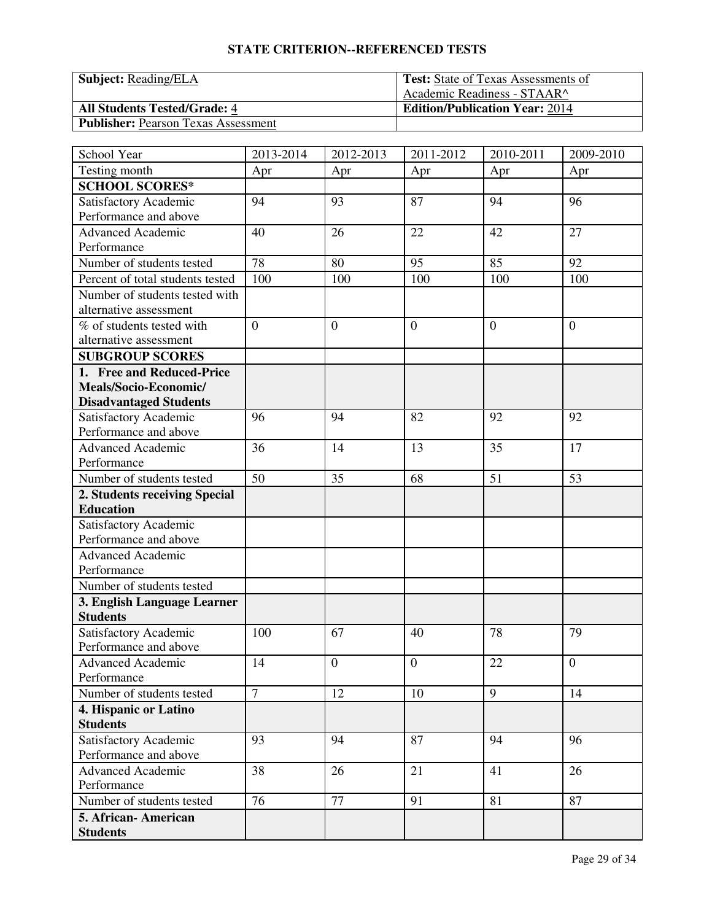## STATE CRITERION--REFERENCED TESTS

| **Subject:** Reading/ELA | **Test:** State of Texas Assessments of Academic Readiness - STAAR^ |
|---|---|
| **All Students Tested/Grade:** 4 | **Edition/Publication Year:** 2014 |
| **Publisher:** Pearson Texas Assessment | |

| School Year | 2013-2014 | 2012-2013 | 2011-2012 | 2010-2011 | 2009-2010 |
|---|---|---|---|---|---|
| Testing month | Apr | Apr | Apr | Apr | Apr |
| **SCHOOL SCORES*** | | | | | |
| Satisfactory Academic Performance and above | 94 | 93 | 87 | 94 | 96 |
| Advanced Academic Performance | 40 | 26 | 22 | 42 | 27 |
| Number of students tested | 78 | 80 | 95 | 85 | 92 |
| Percent of total students tested | 100 | 100 | 100 | 100 | 100 |
| Number of students tested with alternative assessment | | | | | |
| % of students tested with alternative assessment | 0 | 0 | 0 | 0 | 0 |
| **SUBGROUP SCORES** | | | | | |
| **1. Free and Reduced-Price Meals/Socio-Economic/ Disadvantaged Students** | | | | | |
| Satisfactory Academic Performance and above | 96 | 94 | 82 | 92 | 92 |
| Advanced Academic Performance | 36 | 14 | 13 | 35 | 17 |
| Number of students tested | 50 | 35 | 68 | 51 | 53 |
| **2. Students receiving Special Education** | | | | | |
| Satisfactory Academic Performance and above | | | | | |
| Advanced Academic Performance | | | | | |
| Number of students tested | | | | | |
| **3. English Language Learner Students** | | | | | |
| Satisfactory Academic Performance and above | 100 | 67 | 40 | 78 | 79 |
| Advanced Academic Performance | 14 | 0 | 0 | 22 | 0 |
| Number of students tested | 7 | 12 | 10 | 9 | 14 |
| **4. Hispanic or Latino Students** | | | | | |
| Satisfactory Academic Performance and above | 93 | 94 | 87 | 94 | 96 |
| Advanced Academic Performance | 38 | 26 | 21 | 41 | 26 |
| Number of students tested | 76 | 77 | 91 | 81 | 87 |
| **5. African- American Students** | | | | | |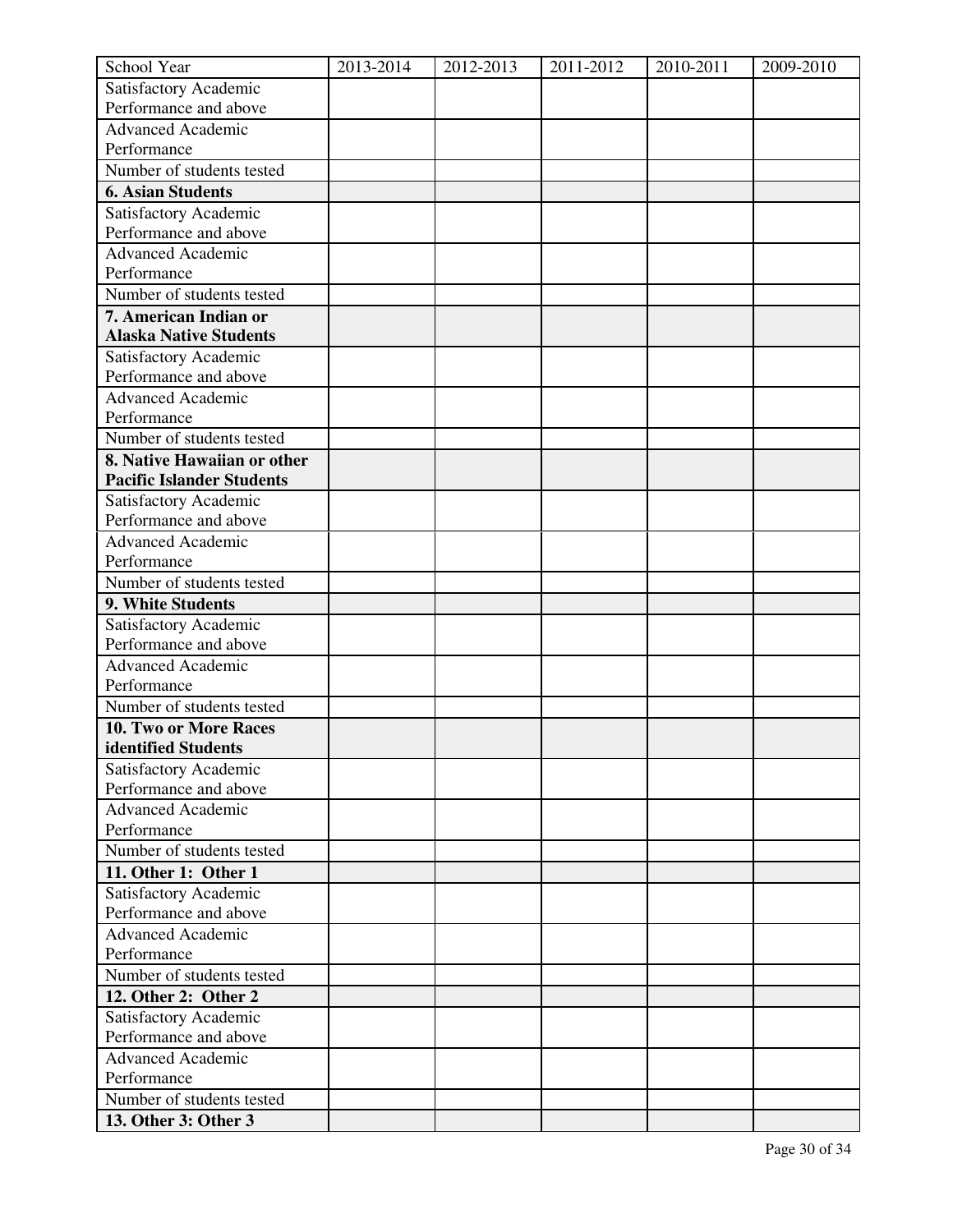| School Year | 2013-2014 | 2012-2013 | 2011-2012 | 2010-2011 | 2009-2010 |
|---|---|---|---|---|---|
| Satisfactory Academic Performance and above | | | | | |
| Advanced Academic Performance | | | | | |
| Number of students tested | | | | | |
| **6. Asian Students** | | | | | |
| Satisfactory Academic Performance and above | | | | | |
| Advanced Academic Performance | | | | | |
| Number of students tested | | | | | |
| **7. American Indian or Alaska Native Students** | | | | | |
| Satisfactory Academic Performance and above | | | | | |
| Advanced Academic Performance | | | | | |
| Number of students tested | | | | | |
| **8. Native Hawaiian or other Pacific Islander Students** | | | | | |
| Satisfactory Academic Performance and above | | | | | |
| Advanced Academic Performance | | | | | |
| Number of students tested | | | | | |
| **9. White Students** | | | | | |
| Satisfactory Academic Performance and above | | | | | |
| Advanced Academic Performance | | | | | |
| Number of students tested | | | | | |
| **10. Two or More Races identified Students** | | | | | |
| Satisfactory Academic Performance and above | | | | | |
| Advanced Academic Performance | | | | | |
| Number of students tested | | | | | |
| **11. Other 1: Other 1** | | | | | |
| Satisfactory Academic Performance and above | | | | | |
| Advanced Academic Performance | | | | | |
| Number of students tested | | | | | |
| **12. Other 2: Other 2** | | | | | |
| Satisfactory Academic Performance and above | | | | | |
| Advanced Academic Performance | | | | | |
| Number of students tested | | | | | |
| **13. Other 3: Other 3** | | | | | |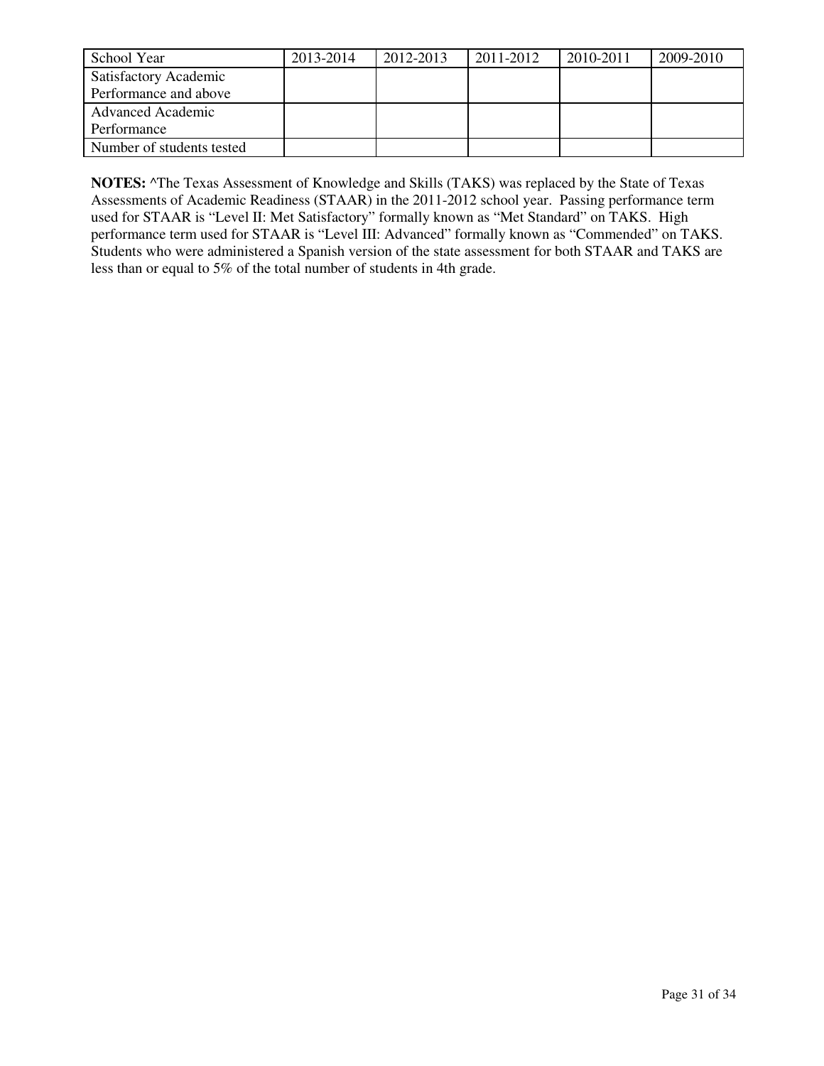| School Year | 2013-2014 | 2012-2013 | 2011-2012 | 2010-2011 | 2009-2010 |
| --- | --- | --- | --- | --- | --- |
| Satisfactory Academic Performance and above | | | | | |
| Advanced Academic Performance | | | | | |
| Number of students tested | | | | | |

**NOTES:** ^The Texas Assessment of Knowledge and Skills (TAKS) was replaced by the State of Texas Assessments of Academic Readiness (STAAR) in the 2011-2012 school year. Passing performance term used for STAAR is "Level II: Met Satisfactory" formally known as "Met Standard" on TAKS. High performance term used for STAAR is "Level III: Advanced" formally known as "Commended" on TAKS. Students who were administered a Spanish version of the state assessment for both STAAR and TAKS are less than or equal to 5% of the total number of students in 4th grade.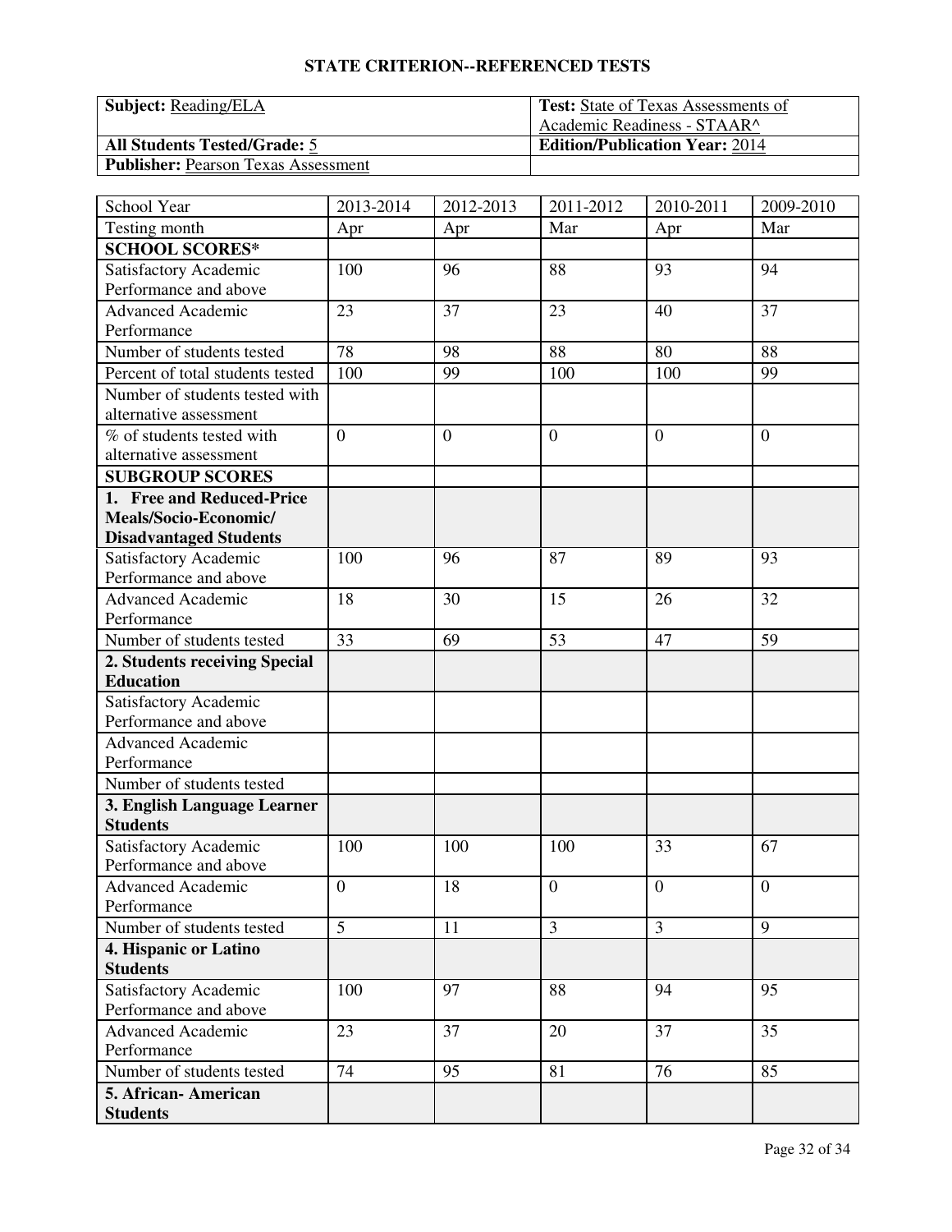## STATE CRITERION--REFERENCED TESTS

| **Subject:** Reading/ELA | **Test:** State of Texas Assessments of Academic Readiness - STAAR^ |
|---|---|
| **All Students Tested/Grade:** 5 | **Edition/Publication Year:** 2014 |
| **Publisher:** Pearson Texas Assessment | |

| School Year | 2013-2014 | 2012-2013 | 2011-2012 | 2010-2011 | 2009-2010 |
|---|---|---|---|---|---|
| Testing month | Apr | Apr | Mar | Apr | Mar |
| **SCHOOL SCORES*** | | | | | |
| Satisfactory Academic Performance and above | 100 | 96 | 88 | 93 | 94 |
| Advanced Academic Performance | 23 | 37 | 23 | 40 | 37 |
| Number of students tested | 78 | 98 | 88 | 80 | 88 |
| Percent of total students tested | 100 | 99 | 100 | 100 | 99 |
| Number of students tested with alternative assessment | | | | | |
| % of students tested with alternative assessment | 0 | 0 | 0 | 0 | 0 |
| **SUBGROUP SCORES** | | | | | |
| **1. Free and Reduced-Price Meals/Socio-Economic/ Disadvantaged Students** | | | | | |
| Satisfactory Academic Performance and above | 100 | 96 | 87 | 89 | 93 |
| Advanced Academic Performance | 18 | 30 | 15 | 26 | 32 |
| Number of students tested | 33 | 69 | 53 | 47 | 59 |
| **2. Students receiving Special Education** | | | | | |
| Satisfactory Academic Performance and above | | | | | |
| Advanced Academic Performance | | | | | |
| Number of students tested | | | | | |
| **3. English Language Learner Students** | | | | | |
| Satisfactory Academic Performance and above | 100 | 100 | 100 | 33 | 67 |
| Advanced Academic Performance | 0 | 18 | 0 | 0 | 0 |
| Number of students tested | 5 | 11 | 3 | 3 | 9 |
| **4. Hispanic or Latino Students** | | | | | |
| Satisfactory Academic Performance and above | 100 | 97 | 88 | 94 | 95 |
| Advanced Academic Performance | 23 | 37 | 20 | 37 | 35 |
| Number of students tested | 74 | 95 | 81 | 76 | 85 |
| **5. African- American Students** | | | | | |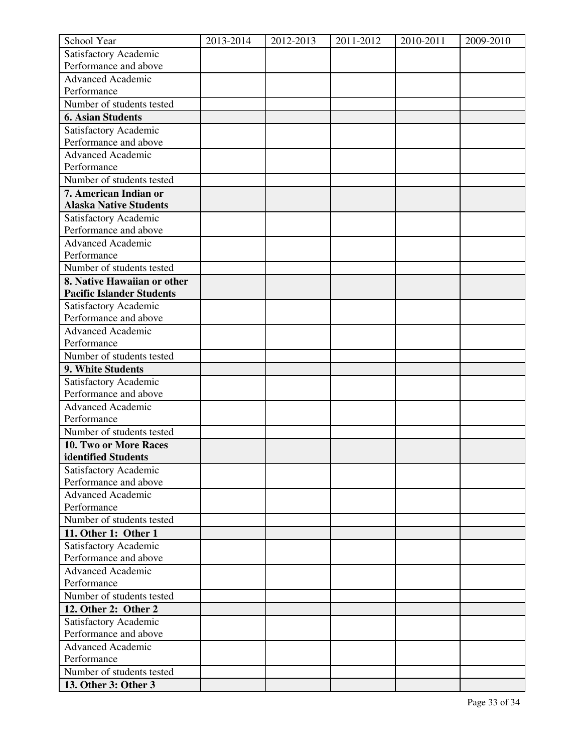| School Year | 2013-2014 | 2012-2013 | 2011-2012 | 2010-2011 | 2009-2010 |
|---|---|---|---|---|---|
| Satisfactory Academic Performance and above | | | | | |
| Advanced Academic Performance | | | | | |
| Number of students tested | | | | | |
| **6. Asian Students** | | | | | |
| Satisfactory Academic Performance and above | | | | | |
| Advanced Academic Performance | | | | | |
| Number of students tested | | | | | |
| **7. American Indian or Alaska Native Students** | | | | | |
| Satisfactory Academic Performance and above | | | | | |
| Advanced Academic Performance | | | | | |
| Number of students tested | | | | | |
| **8. Native Hawaiian or other Pacific Islander Students** | | | | | |
| Satisfactory Academic Performance and above | | | | | |
| Advanced Academic Performance | | | | | |
| Number of students tested | | | | | |
| **9. White Students** | | | | | |
| Satisfactory Academic Performance and above | | | | | |
| Advanced Academic Performance | | | | | |
| Number of students tested | | | | | |
| **10. Two or More Races identified Students** | | | | | |
| Satisfactory Academic Performance and above | | | | | |
| Advanced Academic Performance | | | | | |
| Number of students tested | | | | | |
| **11. Other 1: Other 1** | | | | | |
| Satisfactory Academic Performance and above | | | | | |
| Advanced Academic Performance | | | | | |
| Number of students tested | | | | | |
| **12. Other 2: Other 2** | | | | | |
| Satisfactory Academic Performance and above | | | | | |
| Advanced Academic Performance | | | | | |
| Number of students tested | | | | | |
| **13. Other 3: Other 3** | | | | | |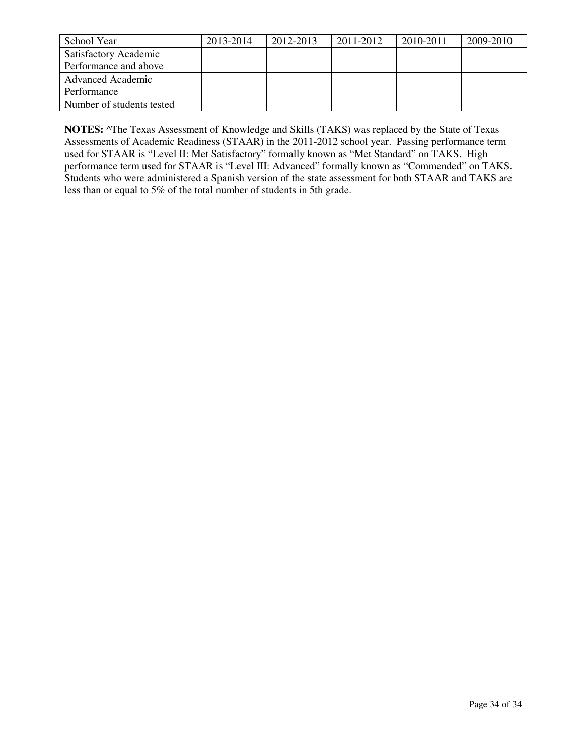| School Year | 2013-2014 | 2012-2013 | 2011-2012 | 2010-2011 | 2009-2010 |
|---|---|---|---|---|---|
| Satisfactory Academic Performance and above | | | | | |
| Advanced Academic Performance | | | | | |
| Number of students tested | | | | | |

**NOTES:** ^The Texas Assessment of Knowledge and Skills (TAKS) was replaced by the State of Texas Assessments of Academic Readiness (STAAR) in the 2011-2012 school year. Passing performance term used for STAAR is "Level II: Met Satisfactory" formally known as "Met Standard" on TAKS. High performance term used for STAAR is "Level III: Advanced" formally known as "Commended" on TAKS. Students who were administered a Spanish version of the state assessment for both STAAR and TAKS are less than or equal to 5% of the total number of students in 5th grade.